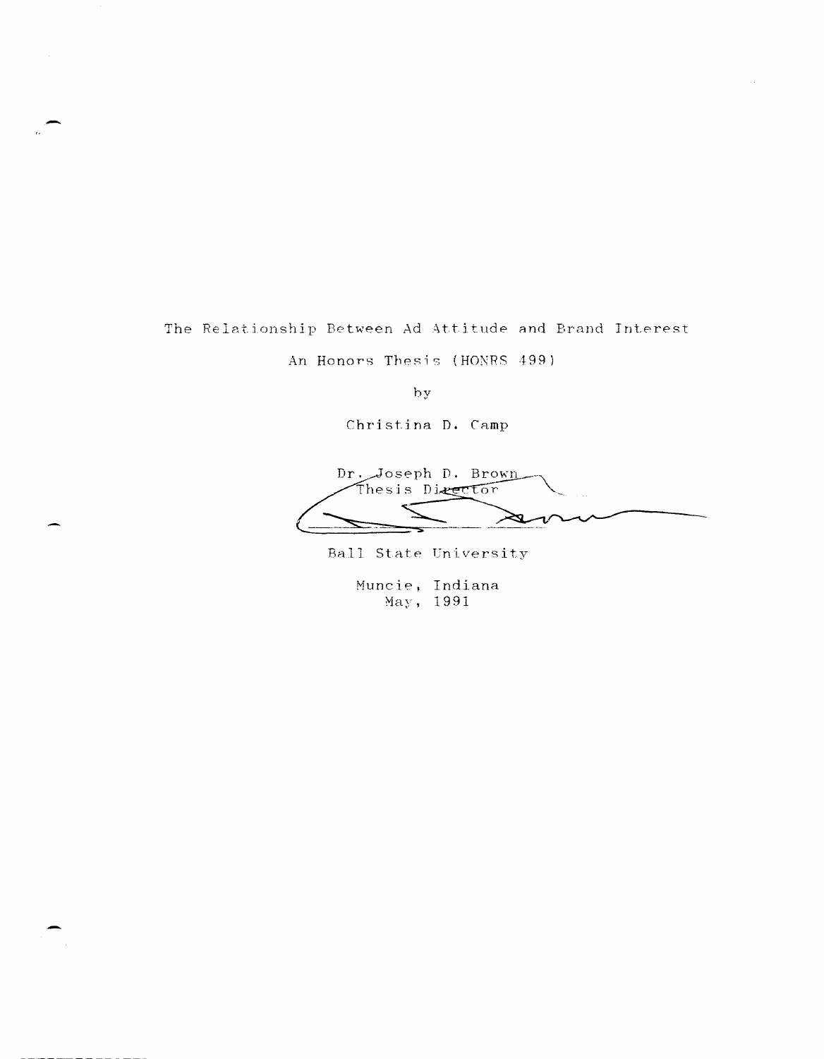The Relationship Between Ad Attitude and Brand Interest

An Honors Thesis (HONRS 499)

by

Christina D. Camp

Dr. Joseph D. Brown
Thesis Director

Ball State University

Muncie, Indiana

May, 1991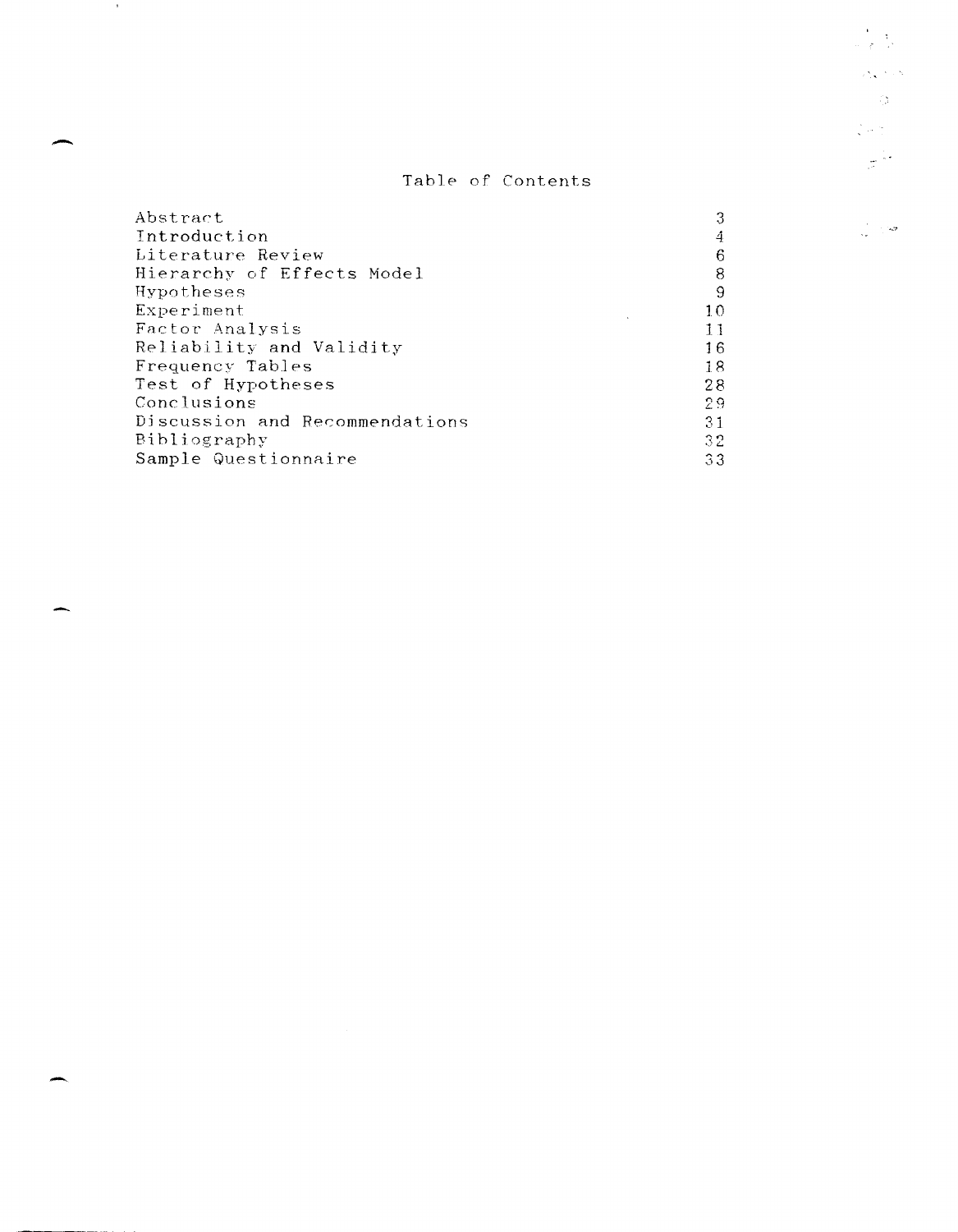# Table of Contents

| | |
|---|---|
| Abstract | 3 |
| Introduction | 4 |
| Literature Review | 6 |
| Hierarchy of Effects Model | 8 |
| Hypotheses | 9 |
| Experiment | 10 |
| Factor Analysis | 11 |
| Reliability and Validity | 16 |
| Frequency Tables | 18 |
| Test of Hypotheses | 28 |
| Conclusions | 29 |
| Discussion and Recommendations | 31 |
| Bibliography | 32 |
| Sample Questionnaire | 33 |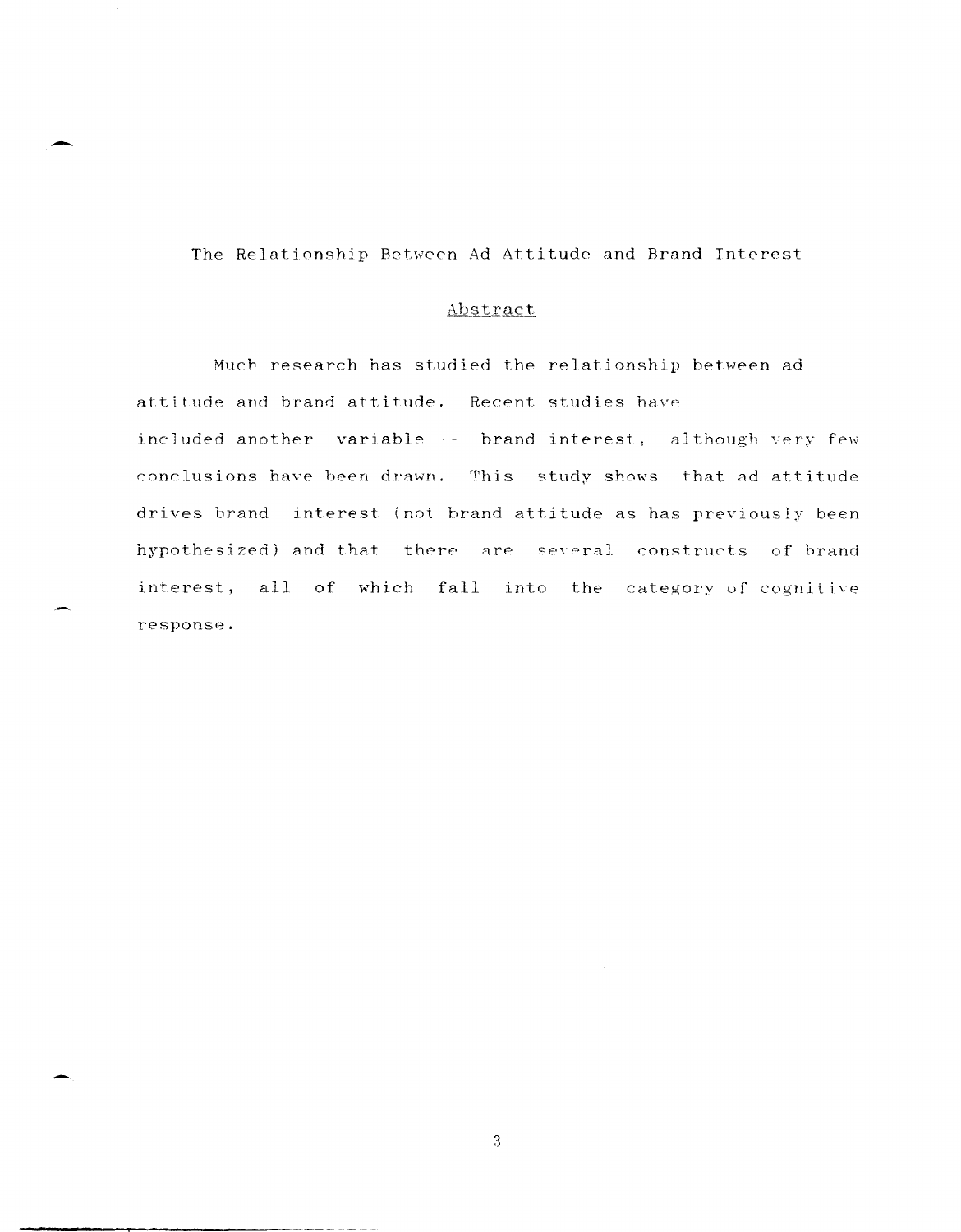# The Relationship Between Ad Attitude and Brand Interest

## Abstract

Much research has studied the relationship between ad attitude and brand attitude. Recent studies have included another variable -- brand interest, although very few conclusions have been drawn. This study shows that ad attitude drives brand interest (not brand attitude as has previously been hypothesized) and that there are several constructs of brand interest, all of which fall into the category of cognitive response.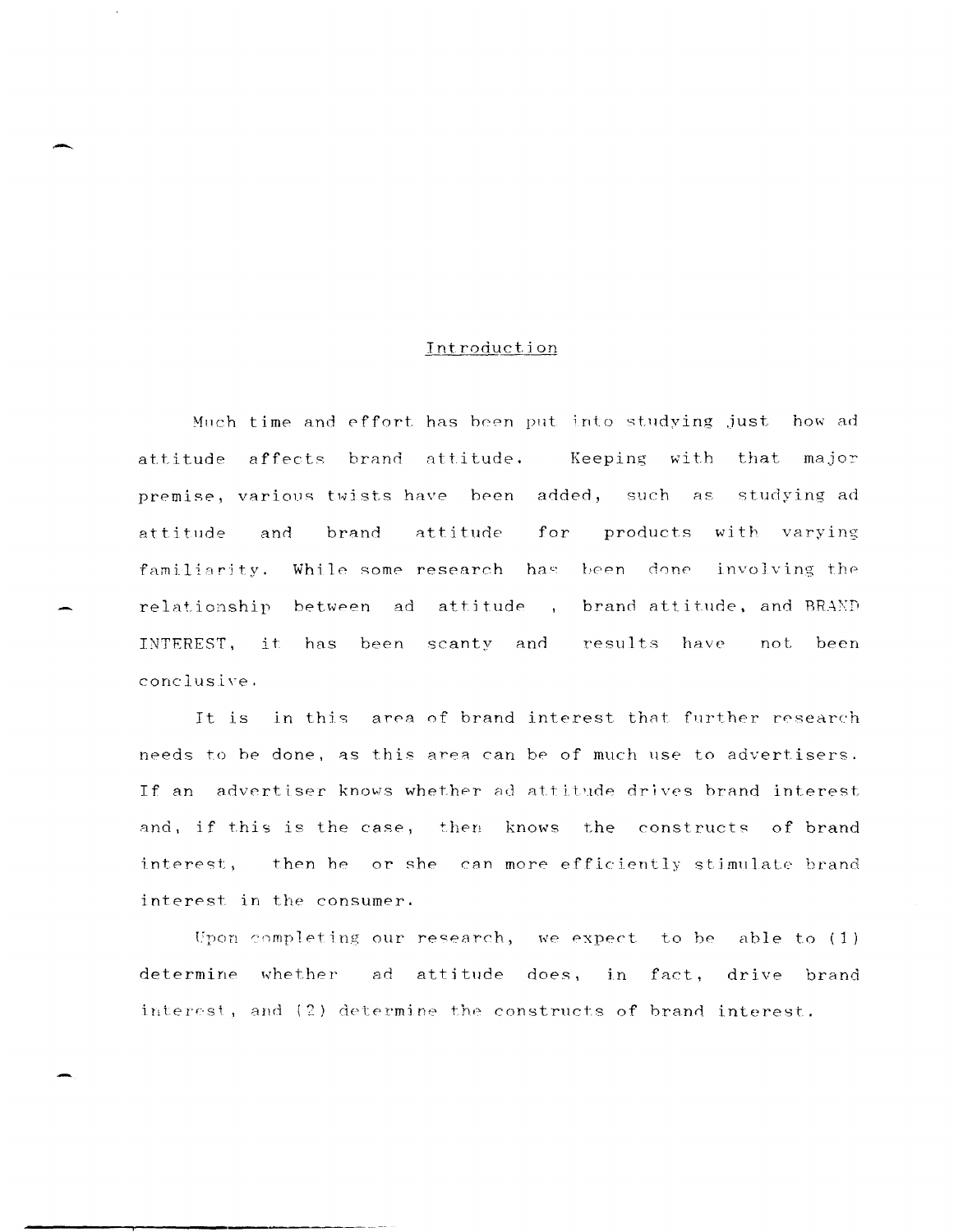# Introduction

Much time and effort has been put into studying just how ad attitude affects brand attitude. Keeping with that major premise, various twists have been added, such as studying ad attitude and brand attitude for products with varying familiarity. While some research has been done involving the relationship between ad attitude , brand attitude, and BRAND INTEREST, it has been scanty and results have not been conclusive.

It is in this area of brand interest that further research needs to be done, as this area can be of much use to advertisers. If an advertiser knows whether ad attitude drives brand interest and, if this is the case, then knows the constructs of brand interest, then he or she can more efficiently stimulate brand interest in the consumer.

Upon completing our research, we expect to be able to (1) determine whether ad attitude does, in fact, drive brand interest, and (2) determine the constructs of brand interest.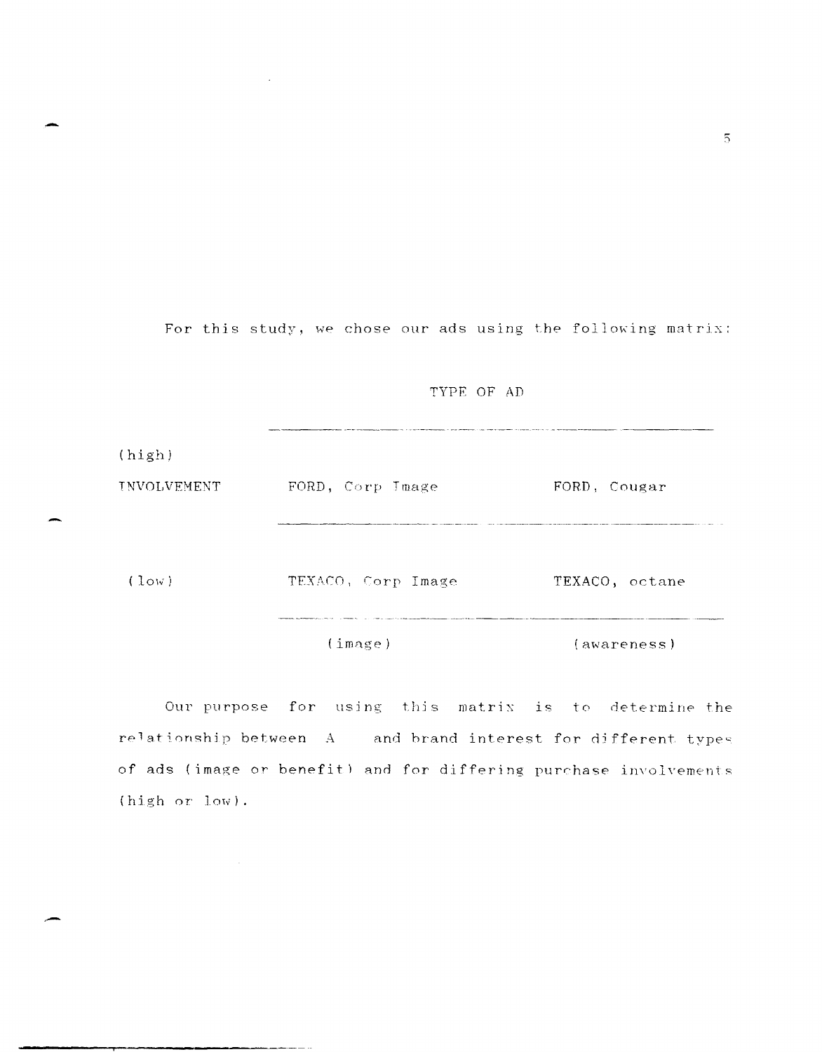For this study, we chose our ads using the following matrix:

| | TYPE OF AD | |
|---|---|---|
| (high) INVOLVEMENT | FORD, Corp Image | FORD, Cougar |
| (low) | TEXACO, Corp Image | TEXACO, octane |
| | (image) | (awareness) |

Our purpose for using this matrix is to determine the relationship between A and brand interest for different types of ads (image or benefit) and for differing purchase involvements (high or low).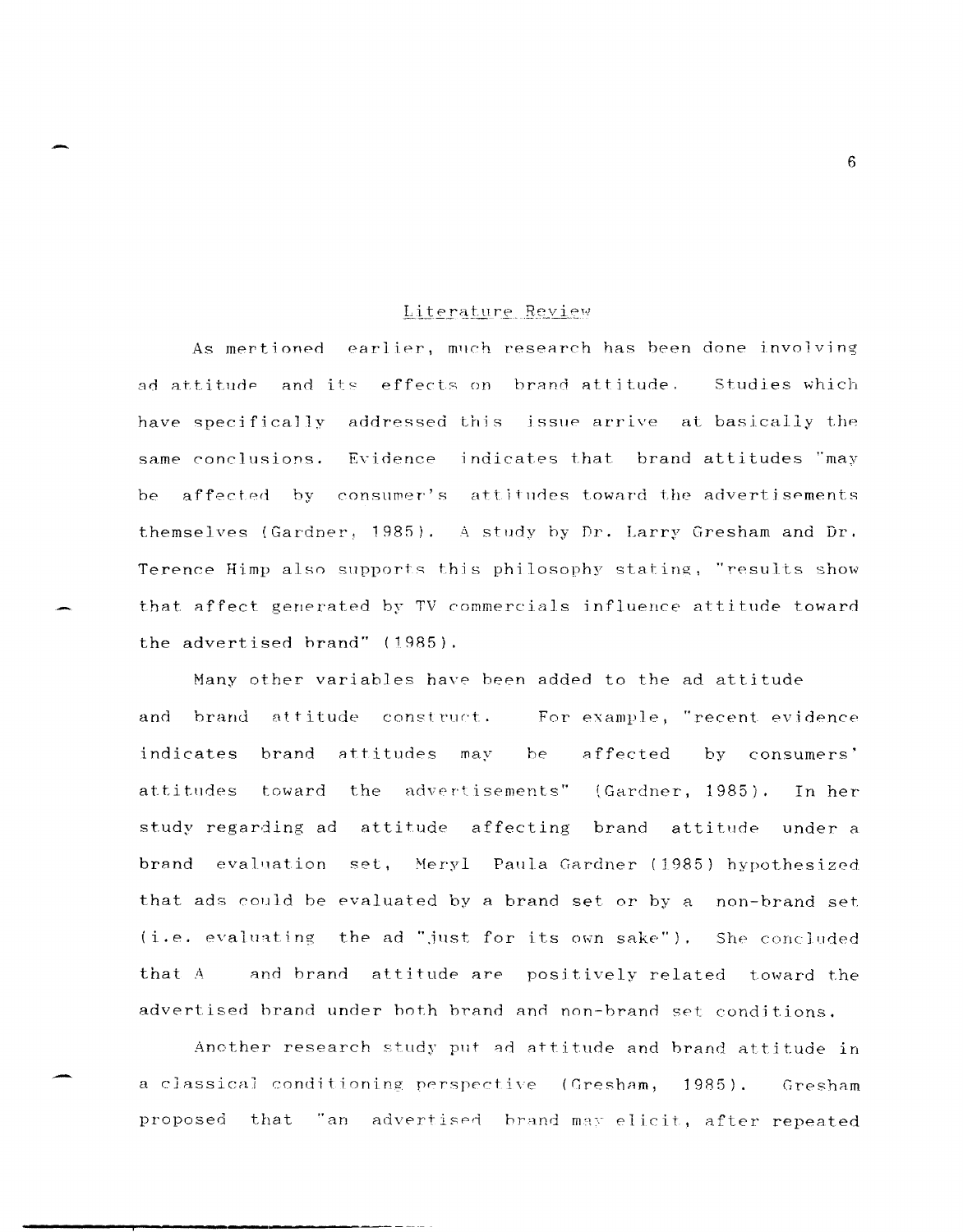## Literature Review

As mentioned earlier, much research has been done involving ad attitude and its effects on brand attitude. Studies which have specifically addressed this issue arrive at basically the same conclusions. Evidence indicates that brand attitudes "may be affected by consumer's attitudes toward the advertisements themselves (Gardner, 1985). A study by Dr. Larry Gresham and Dr. Terence Himp also supports this philosophy stating, "results show that affect generated by TV commercials influence attitude toward the advertised brand" (1985).

Many other variables have been added to the ad attitude and brand attitude construct. For example, "recent evidence indicates brand attitudes may be affected by consumers' attitudes toward the advertisements" (Gardner, 1985). In her study regarding ad attitude affecting brand attitude under a brand evaluation set, Meryl Paula Gardner (1985) hypothesized that ads could be evaluated by a brand set or by a non-brand set (i.e. evaluating the ad "just for its own sake"). She concluded that A and brand attitude are positively related toward the advertised brand under both brand and non-brand set conditions.

Another research study put ad attitude and brand attitude in a classical conditioning perspective (Gresham, 1985). Gresham proposed that "an advertised brand may elicit, after repeated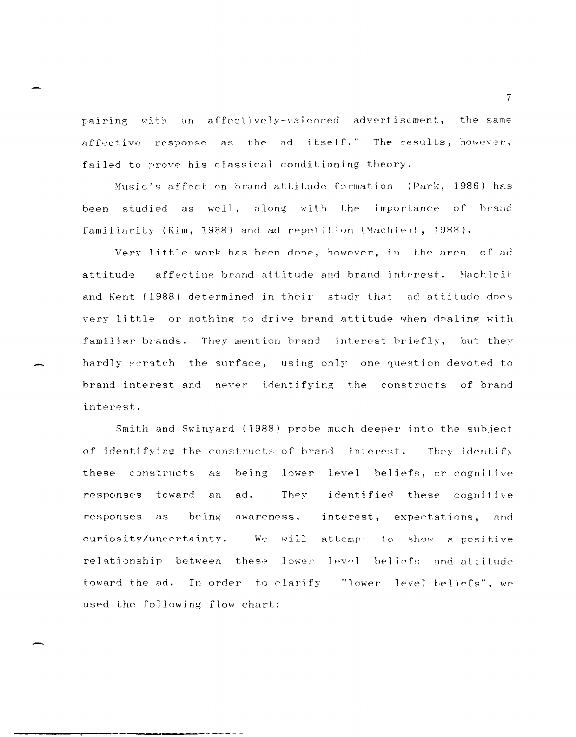pairing with an affectively-valenced advertisement, the same affective response as the ad itself." The results, however, failed to prove his classical conditioning theory.

Music's affect on brand attitude formation (Park, 1986) has been studied as well, along with the importance of brand familiarity (Kim, 1988) and ad repetition (Machleit, 1988).

Very little work has been done, however, in the area of ad attitude affecting brand attitude and brand interest. Machleit and Kent (1988) determined in their study that ad attitude does very little or nothing to drive brand attitude when dealing with familiar brands. They mention brand interest briefly, but they hardly scratch the surface, using only one question devoted to brand interest and never identifying the constructs of brand interest.

Smith and Swinyard (1988) probe much deeper into the subject of identifying the constructs of brand interest. They identify these constructs as being lower level beliefs, or cognitive responses toward an ad. They identified these cognitive responses as being awareness, interest, expectations, and curiosity/uncertainty. We will attempt to show a positive relationship between these lower level beliefs and attitude toward the ad. In order to clarify "lower level beliefs", we used the following flow chart: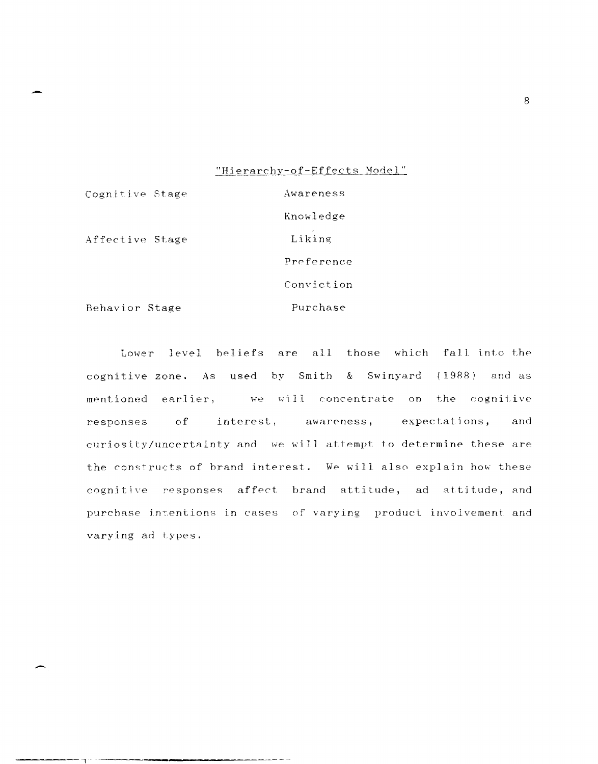"Hierarchy-of-Effects Model"

| | |
|---|---|
| Cognitive Stage | Awareness |
| | Knowledge |
| Affective Stage | Liking |
| | Preference |
| | Conviction |
| Behavior Stage | Purchase |

Lower level beliefs are all those which fall into the cognitive zone. As used by Smith & Swinyard (1988) and as mentioned earlier, we will concentrate on the cognitive responses of interest, awareness, expectations, and curiosity/uncertainty and we will attempt to determine these are the constructs of brand interest. We will also explain how these cognitive responses affect brand attitude, ad attitude, and purchase intentions in cases of varying product involvement and varying ad types.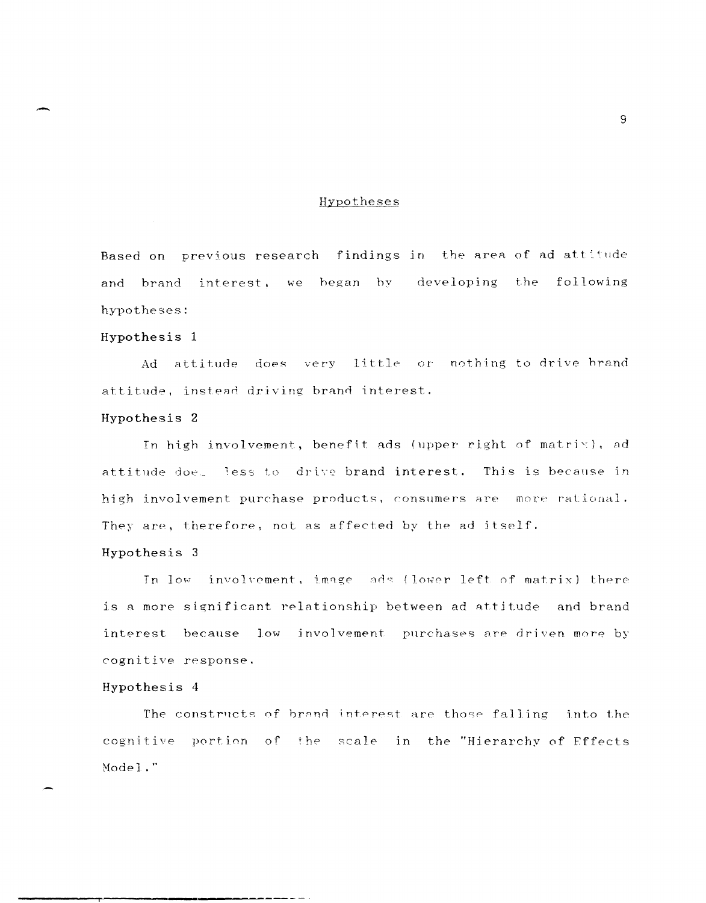## Hypotheses

Based on previous research findings in the area of ad attitude and brand interest, we began by developing the following hypotheses:

**Hypothesis 1**

Ad attitude does very little or nothing to drive brand attitude, instead driving brand interest.

**Hypothesis 2**

In high involvement, benefit ads (upper right of matrix), ad attitude does less to drive **brand interest**. This is because in high involvement purchase products, consumers are more rational. They are, therefore, not as affected by the ad itself.

**Hypothesis 3**

In low involvement, image ads (lower left of matrix) there is a more significant relationship between ad attitude and brand interest because low involvement purchases are driven more by cognitive response.

**Hypothesis 4**

The constructs of brand interest are those falling into the cognitive portion of the scale in the "Hierarchy of Effects Model."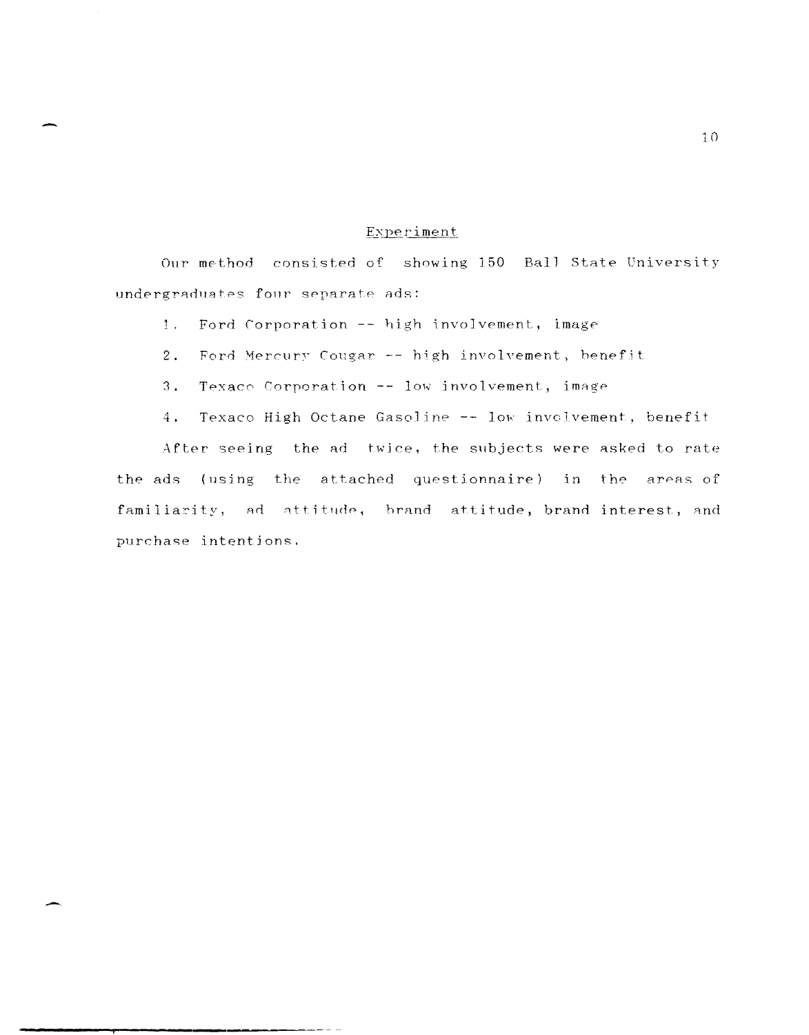## Experiment

Our method consisted of showing 150 Ball State University undergraduates four separate ads:

1. Ford Corporation -- high involvement, image
2. Ford Mercury Cougar -- high involvement, benefit
3. Texaco Corporation -- low involvement, image
4. Texaco High Octane Gasoline -- low involvement, benefit

After seeing the ad twice, the subjects were asked to rate the ads (using the attached questionnaire) in the areas of familiarity, ad attitude, brand attitude, brand interest, and purchase intentions.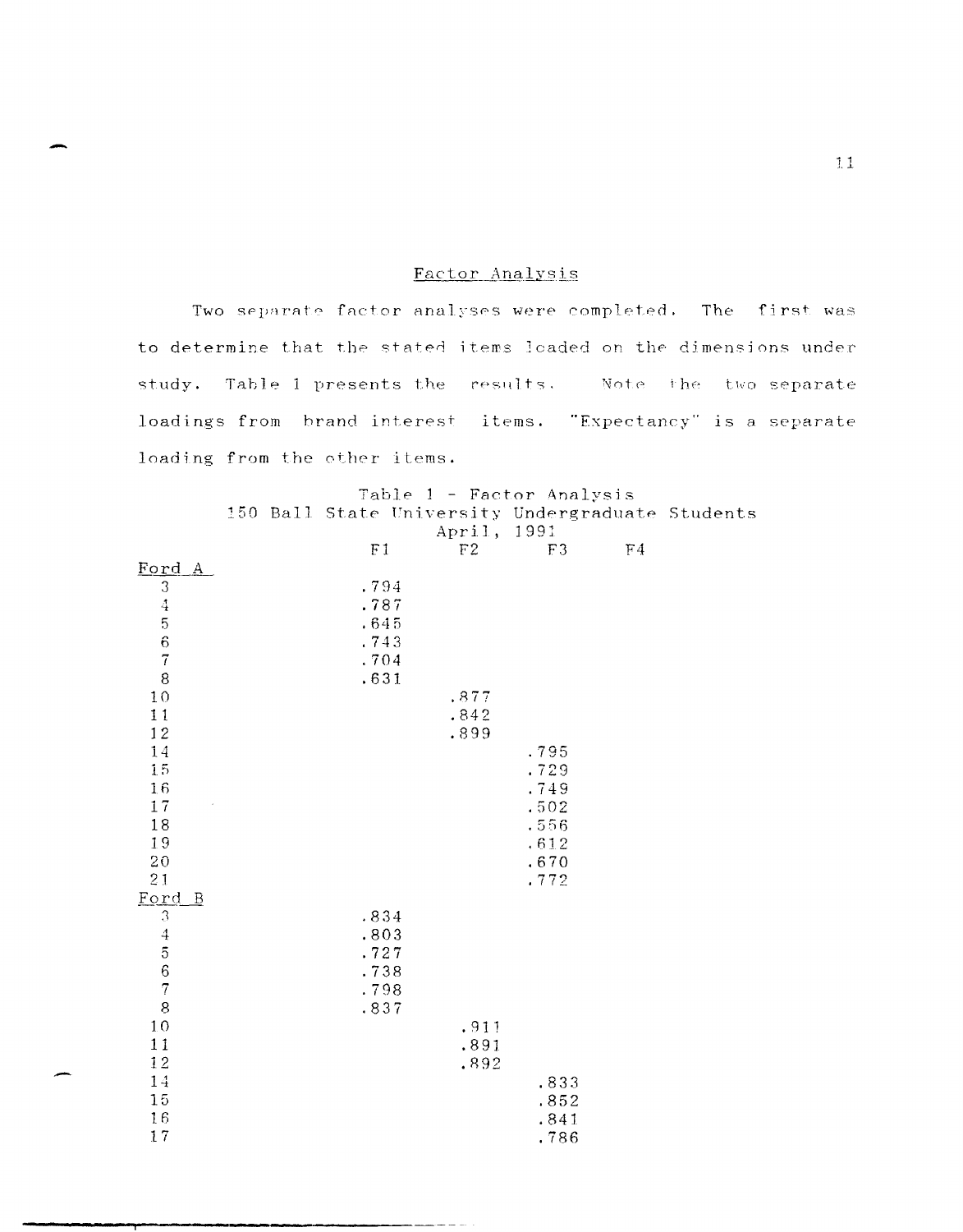## Factor Analysis

Two separate factor analyses were completed. The first was to determine that the stated items loaded on the dimensions under study. Table 1 presents the results. Note the two separate loadings from brand interest items. "Expectancy" is a separate loading from the other items.

Table 1 - Factor Analysis
150 Ball State University Undergraduate Students
April, 1991

| | F1 | F2 | F3 | F4 |
|---|---|---|---|---|
| Ford A | | | | |
| 3 | .794 | | | |
| 4 | .787 | | | |
| 5 | .645 | | | |
| 6 | .743 | | | |
| 7 | .704 | | | |
| 8 | .631 | | | |
| 10 | | .877 | | |
| 11 | | .842 | | |
| 12 | | .899 | | |
| 14 | | | .795 | |
| 15 | | | .729 | |
| 16 | | | .749 | |
| 17 | | | .502 | |
| 18 | | | .556 | |
| 19 | | | .612 | |
| 20 | | | .670 | |
| 21 | | | .772 | |
| Ford B | | | | |
| 3 | .834 | | | |
| 4 | .803 | | | |
| 5 | .727 | | | |
| 6 | .738 | | | |
| 7 | .798 | | | |
| 8 | .837 | | | |
| 10 | | .911 | | |
| 11 | | .891 | | |
| 12 | | .892 | | |
| 14 | | | .833 | |
| 15 | | | .852 | |
| 16 | | | .841 | |
| 17 | | | .786 | |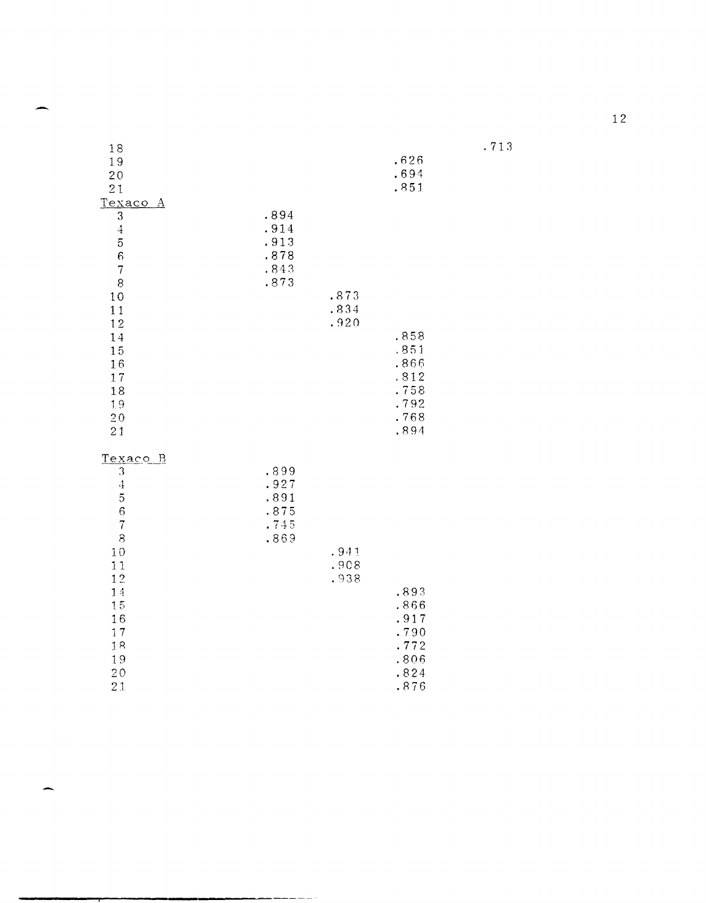| | | | | |
|---|---|---|---|---|
| 18 | | | | .713 |
| 19 | | | .626 | |
| 20 | | | .694 | |
| 21 | | | .851 | |
| Texaco A | | | | |
| 3 | .894 | | | |
| 4 | .914 | | | |
| 5 | .913 | | | |
| 6 | .878 | | | |
| 7 | .843 | | | |
| 8 | .873 | | | |
| 10 | | .873 | | |
| 11 | | .834 | | |
| 12 | | .920 | | |
| 14 | | | .858 | |
| 15 | | | .851 | |
| 16 | | | .866 | |
| 17 | | | .812 | |
| 18 | | | .758 | |
| 19 | | | .792 | |
| 20 | | | .768 | |
| 21 | | | .894 | |
| Texaco B | | | | |
| 3 | .899 | | | |
| 4 | .927 | | | |
| 5 | .891 | | | |
| 6 | .875 | | | |
| 7 | .745 | | | |
| 8 | .869 | | | |
| 10 | | .941 | | |
| 11 | | .908 | | |
| 12 | | .938 | | |
| 14 | | | .893 | |
| 15 | | | .866 | |
| 16 | | | .917 | |
| 17 | | | .790 | |
| 18 | | | .772 | |
| 19 | | | .806 | |
| 20 | | | .824 | |
| 21 | | | .876 | |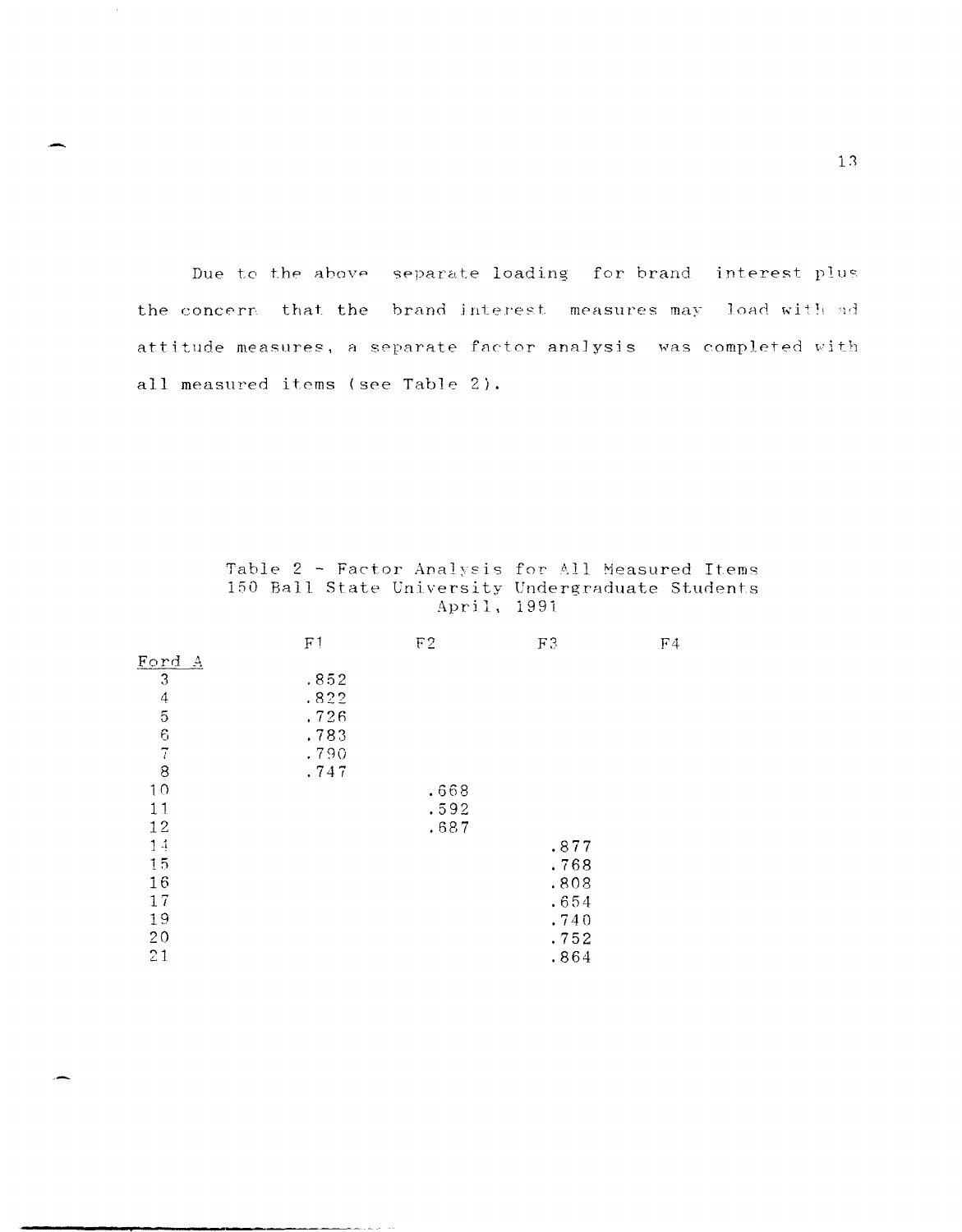Due to the above separate loading for brand interest plus the concern that the brand interest measures may load with ad attitude measures, a separate factor analysis was completed with all measured items (see Table 2).

Table 2 - Factor Analysis for All Measured Items
150 Ball State University Undergraduate Students
April, 1991

| | F1 | F2 | F3 | F4 |
|---|---|---|---|---|
| Ford A | | | | |
| 3 | .852 | | | |
| 4 | .822 | | | |
| 5 | .726 | | | |
| 6 | .783 | | | |
| 7 | .790 | | | |
| 8 | .747 | | | |
| 10 | | .668 | | |
| 11 | | .592 | | |
| 12 | | .687 | | |
| 14 | | | .877 | |
| 15 | | | .768 | |
| 16 | | | .808 | |
| 17 | | | .654 | |
| 19 | | | .740 | |
| 20 | | | .752 | |
| 21 | | | .864 | |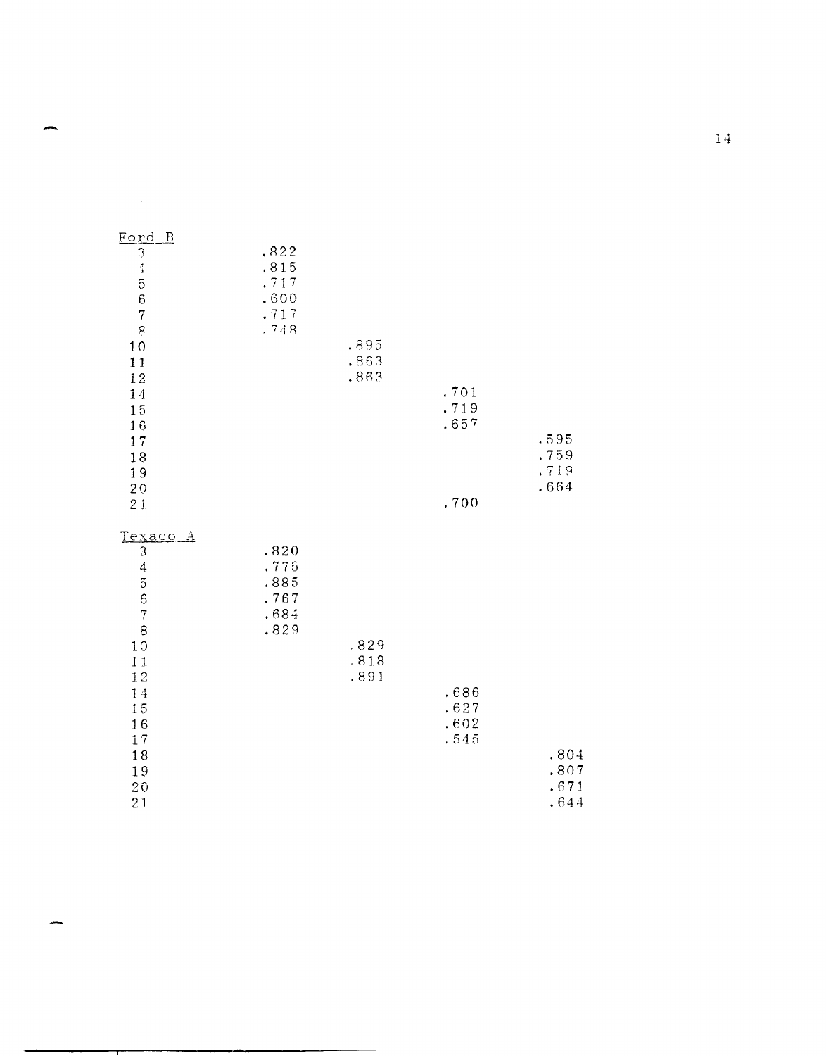| Ford B | | | | |
|---|---|---|---|---|
| 3 | .822 | | | |
| 4 | .815 | | | |
| 5 | .717 | | | |
| 6 | .600 | | | |
| 7 | .717 | | | |
| 8 | .748 | | | |
| 10 | | .895 | | |
| 11 | | .863 | | |
| 12 | | .863 | | |
| 14 | | | .701 | |
| 15 | | | .719 | |
| 16 | | | .657 | |
| 17 | | | | .595 |
| 18 | | | | .759 |
| 19 | | | | .719 |
| 20 | | | | .664 |
| 21 | | | .700 | |

| Texaco A | | | | |
|---|---|---|---|---|
| 3 | .820 | | | |
| 4 | .775 | | | |
| 5 | .885 | | | |
| 6 | .767 | | | |
| 7 | .684 | | | |
| 8 | .829 | | | |
| 10 | | .829 | | |
| 11 | | .818 | | |
| 12 | | .891 | | |
| 14 | | | .686 | |
| 15 | | | .627 | |
| 16 | | | .602 | |
| 17 | | | .545 | |
| 18 | | | | .804 |
| 19 | | | | .807 |
| 20 | | | | .671 |
| 21 | | | | .644 |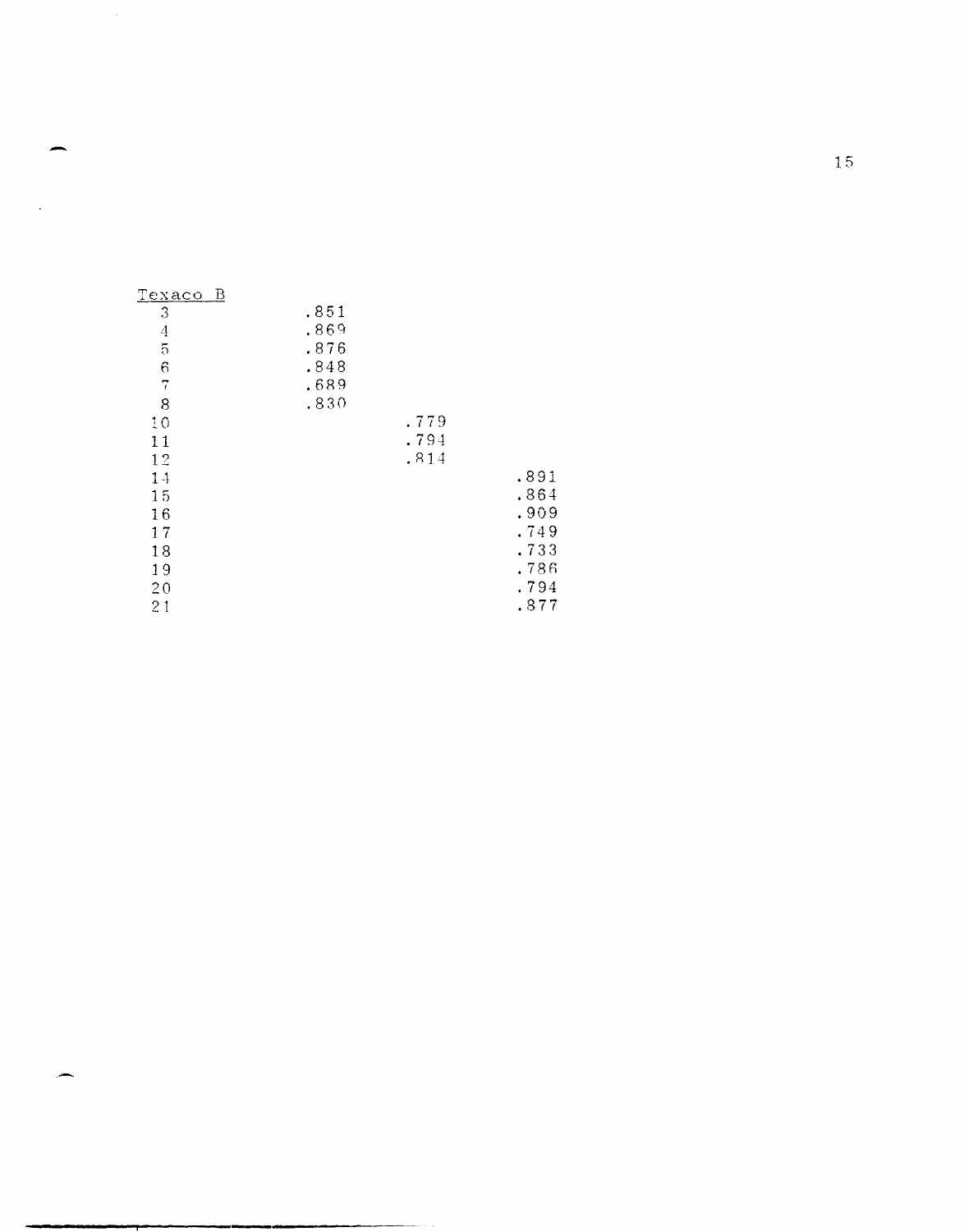Texaco B

| | | | |
|---|---|---|---|
| 3 | .851 | | |
| 4 | .869 | | |
| 5 | .876 | | |
| 6 | .848 | | |
| 7 | .689 | | |
| 8 | .830 | | |
| 10 | | .779 | |
| 11 | | .794 | |
| 12 | | .814 | |
| 14 | | | .891 |
| 15 | | | .864 |
| 16 | | | .909 |
| 17 | | | .749 |
| 18 | | | .733 |
| 19 | | | .786 |
| 20 | | | .794 |
| 21 | | | .877 |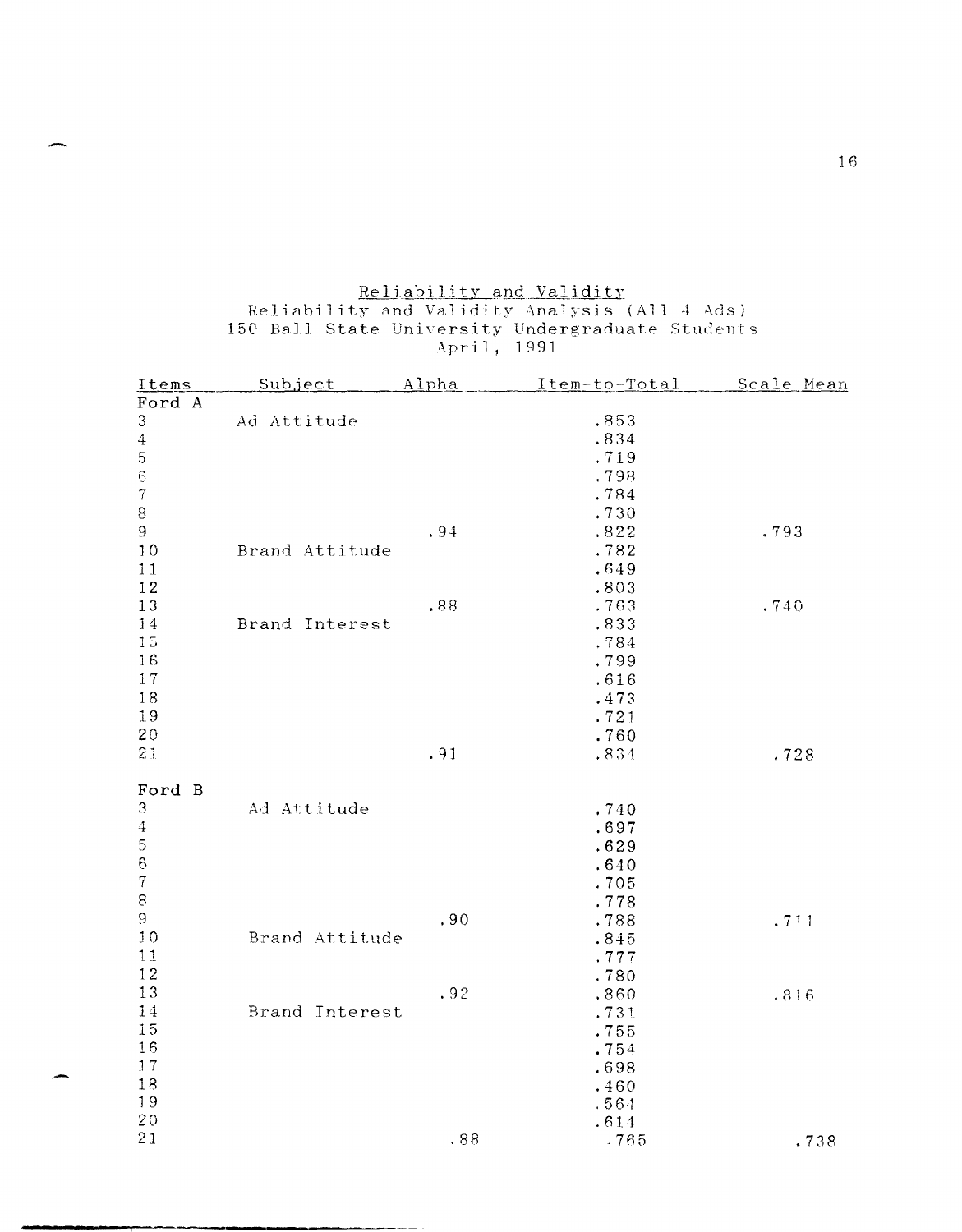## Reliability and Validity

Reliability and Validity Analysis (All 4 Ads)
150 Ball State University Undergraduate Students
April, 1991

| Items | Subject | Alpha | Item-to-Total | Scale Mean |
|---|---|---|---|---|
| Ford A | | | | |
| 3 | Ad Attitude | | .853 | |
| 4 | | | .834 | |
| 5 | | | .719 | |
| 6 | | | .798 | |
| 7 | | | .784 | |
| 8 | | | .730 | |
| 9 | | .94 | .822 | .793 |
| 10 | Brand Attitude | | .782 | |
| 11 | | | .649 | |
| 12 | | | .803 | |
| 13 | | .88 | .763 | .740 |
| 14 | Brand Interest | | .833 | |
| 15 | | | .784 | |
| 16 | | | .799 | |
| 17 | | | .616 | |
| 18 | | | .473 | |
| 19 | | | .721 | |
| 20 | | | .760 | |
| 21 | | .91 | .834 | .728 |
| Ford B | | | | |
| 3 | Ad Attitude | | .740 | |
| 4 | | | .697 | |
| 5 | | | .629 | |
| 6 | | | .640 | |
| 7 | | | .705 | |
| 8 | | | .778 | |
| 9 | | .90 | .788 | .711 |
| 10 | Brand Attitude | | .845 | |
| 11 | | | .777 | |
| 12 | | | .780 | |
| 13 | | .92 | .860 | .816 |
| 14 | Brand Interest | | .731 | |
| 15 | | | .755 | |
| 16 | | | .754 | |
| 17 | | | .698 | |
| 18 | | | .460 | |
| 19 | | | .564 | |
| 20 | | | .614 | |
| 21 | | .88 | .765 | .738 |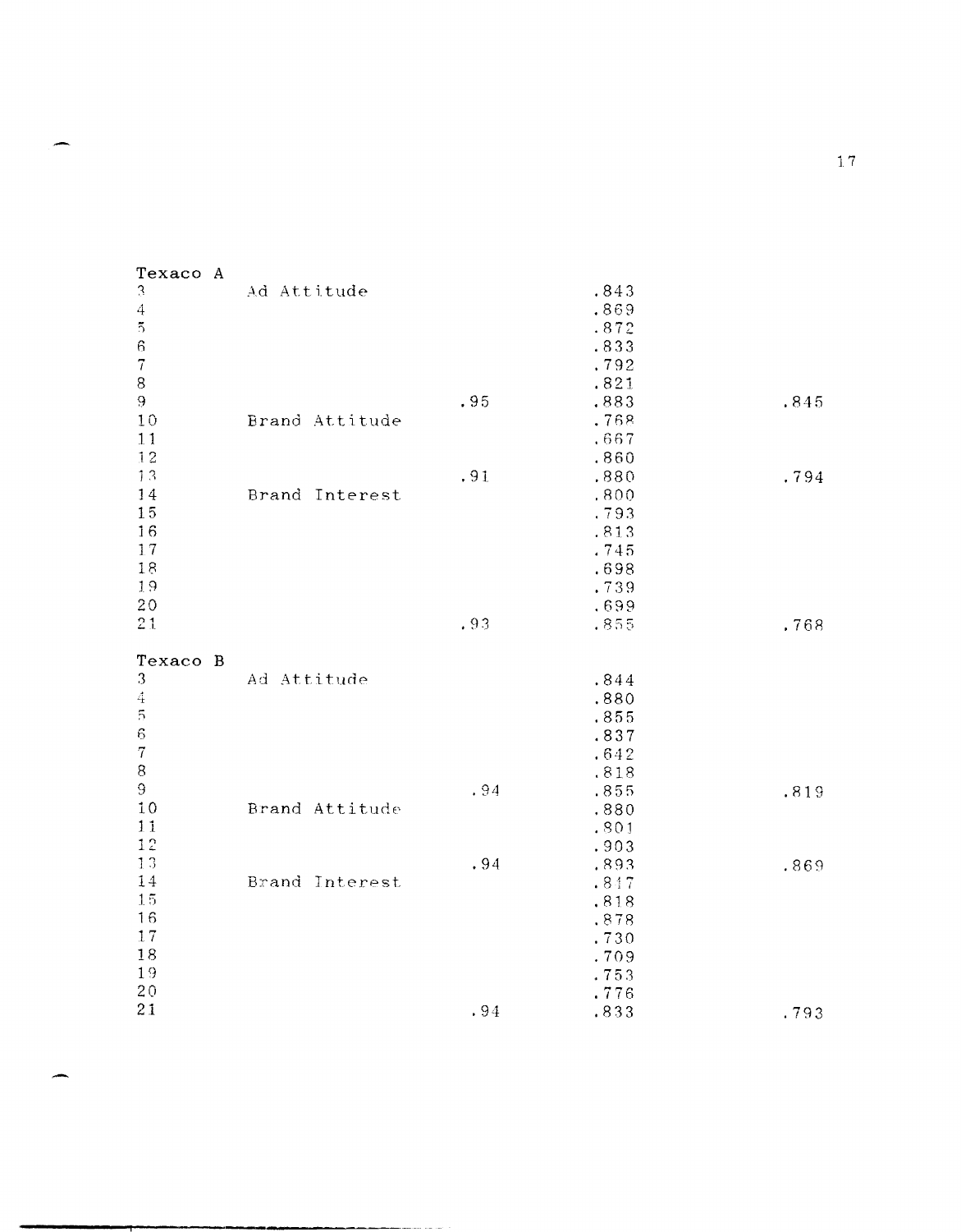| | | | | |
|---|---|---|---|---|
| **Texaco A** | | | | |
| 3 | Ad Attitude | | .843 | |
| 4 | | | .869 | |
| 5 | | | .872 | |
| 6 | | | .833 | |
| 7 | | | .792 | |
| 8 | | | .821 | |
| 9 | | .95 | .883 | .845 |
| 10 | Brand Attitude | | .768 | |
| 11 | | | .667 | |
| 12 | | | .860 | |
| 13 | | .91 | .880 | .794 |
| 14 | Brand Interest | | .800 | |
| 15 | | | .793 | |
| 16 | | | .813 | |
| 17 | | | .745 | |
| 18 | | | .698 | |
| 19 | | | .739 | |
| 20 | | | .699 | |
| 21 | | .93 | .855 | .768 |
| **Texaco B** | | | | |
| 3 | Ad Attitude | | .844 | |
| 4 | | | .880 | |
| 5 | | | .855 | |
| 6 | | | .837 | |
| 7 | | | .642 | |
| 8 | | | .818 | |
| 9 | | .94 | .855 | .819 |
| 10 | Brand Attitude | | .880 | |
| 11 | | | .801 | |
| 12 | | | .903 | |
| 13 | | .94 | .893 | .869 |
| 14 | Brand Interest | | .817 | |
| 15 | | | .818 | |
| 16 | | | .878 | |
| 17 | | | .730 | |
| 18 | | | .709 | |
| 19 | | | .753 | |
| 20 | | | .776 | |
| 21 | | .94 | .833 | .793 |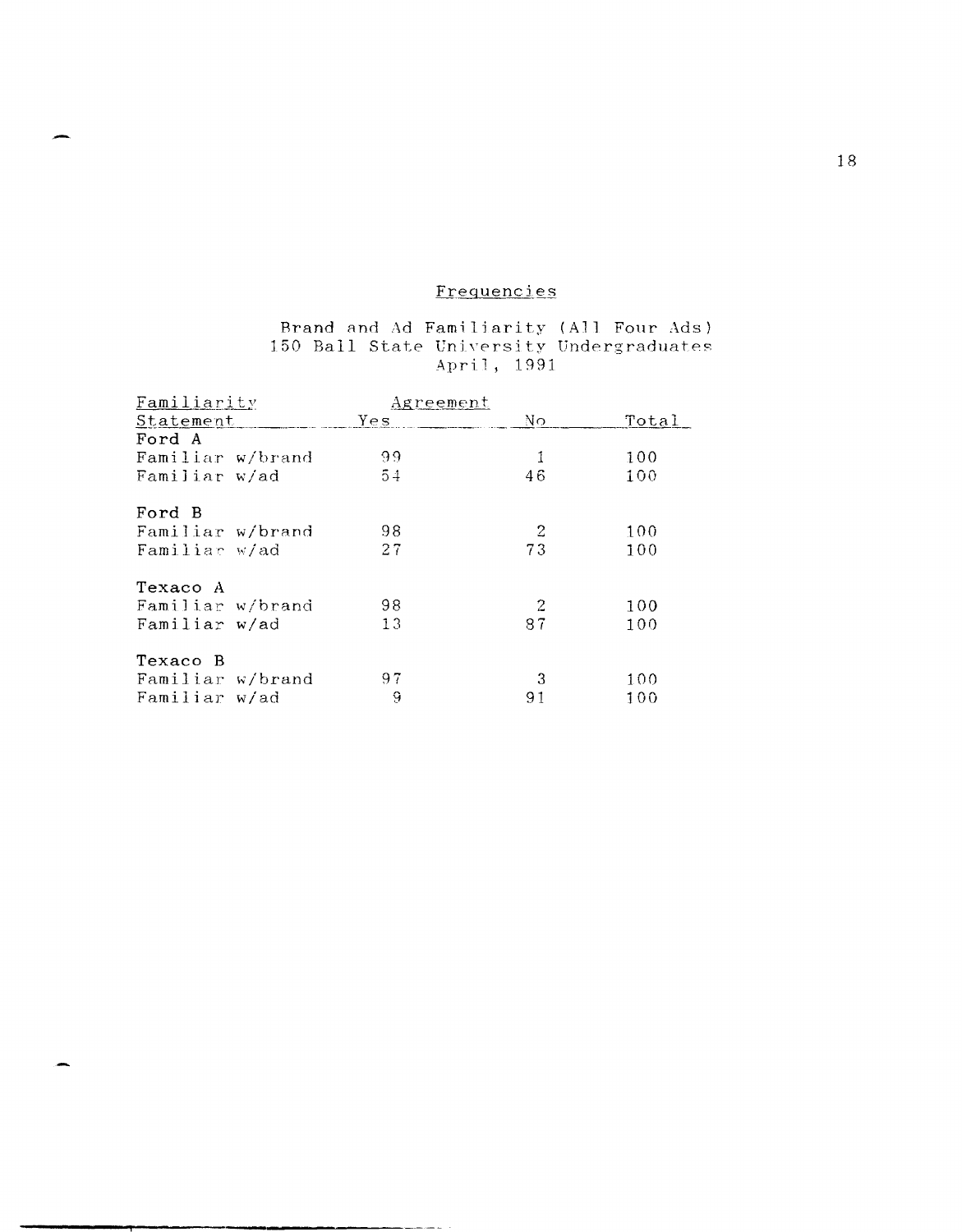## Frequencies

Brand and Ad Familiarity (All Four Ads)
150 Ball State University Undergraduates
April, 1991

| Familiarity Statement | Agreement Yes | No | Total |
|---|---|---|---|
| **Ford A** | | | |
| Familiar w/brand | 99 | 1 | 100 |
| Familiar w/ad | 54 | 46 | 100 |
| **Ford B** | | | |
| Familiar w/brand | 98 | 2 | 100 |
| Familiar w/ad | 27 | 73 | 100 |
| **Texaco A** | | | |
| Familiar w/brand | 98 | 2 | 100 |
| Familiar w/ad | 13 | 87 | 100 |
| **Texaco B** | | | |
| Familiar w/brand | 97 | 3 | 100 |
| Familiar w/ad | 9 | 91 | 100 |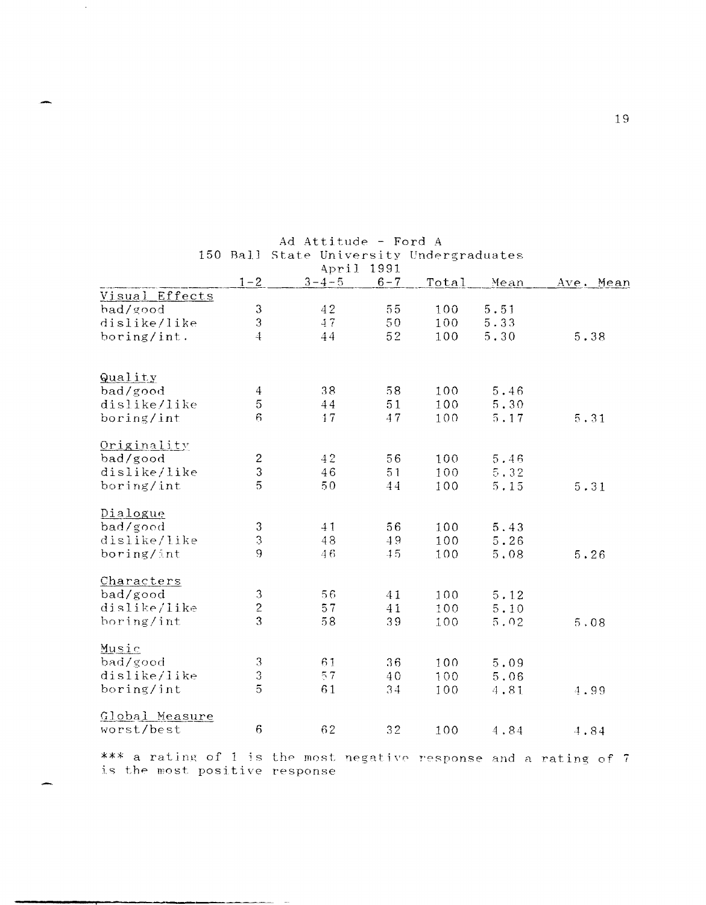Ad Attitude - Ford A
150 Ball State University Undergraduates
April 1991

| | 1-2 | 3-4-5 | 6-7 | Total | Mean | Ave. Mean |
|---|---|---|---|---|---|---|
| Visual Effects | | | | | | |
| bad/good | 3 | 42 | 55 | 100 | 5.51 | |
| dislike/like | 3 | 47 | 50 | 100 | 5.33 | |
| boring/int. | 4 | 44 | 52 | 100 | 5.30 | 5.38 |
| Quality | | | | | | |
| bad/good | 4 | 38 | 58 | 100 | 5.46 | |
| dislike/like | 5 | 44 | 51 | 100 | 5.30 | |
| boring/int | 6 | 47 | 47 | 100 | 5.17 | 5.31 |
| Originality | | | | | | |
| bad/good | 2 | 42 | 56 | 100 | 5.46 | |
| dislike/like | 3 | 46 | 51 | 100 | 5.32 | |
| boring/int | 5 | 50 | 44 | 100 | 5.15 | 5.31 |
| Dialogue | | | | | | |
| bad/good | 3 | 41 | 56 | 100 | 5.43 | |
| dislike/like | 3 | 48 | 49 | 100 | 5.26 | |
| boring/int | 9 | 46 | 45 | 100 | 5.08 | 5.26 |
| Characters | | | | | | |
| bad/good | 3 | 56 | 41 | 100 | 5.12 | |
| dislike/like | 2 | 57 | 41 | 100 | 5.10 | |
| boring/int | 3 | 58 | 39 | 100 | 5.02 | 5.08 |
| Music | | | | | | |
| bad/good | 3 | 61 | 36 | 100 | 5.09 | |
| dislike/like | 3 | 57 | 40 | 100 | 5.06 | |
| boring/int | 5 | 61 | 34 | 100 | 4.81 | 4.99 |
| Global Measure | | | | | | |
| worst/best | 6 | 62 | 32 | 100 | 4.84 | 4.84 |

*** a rating of 1 is the most negative response and a rating of 7 is the most positive response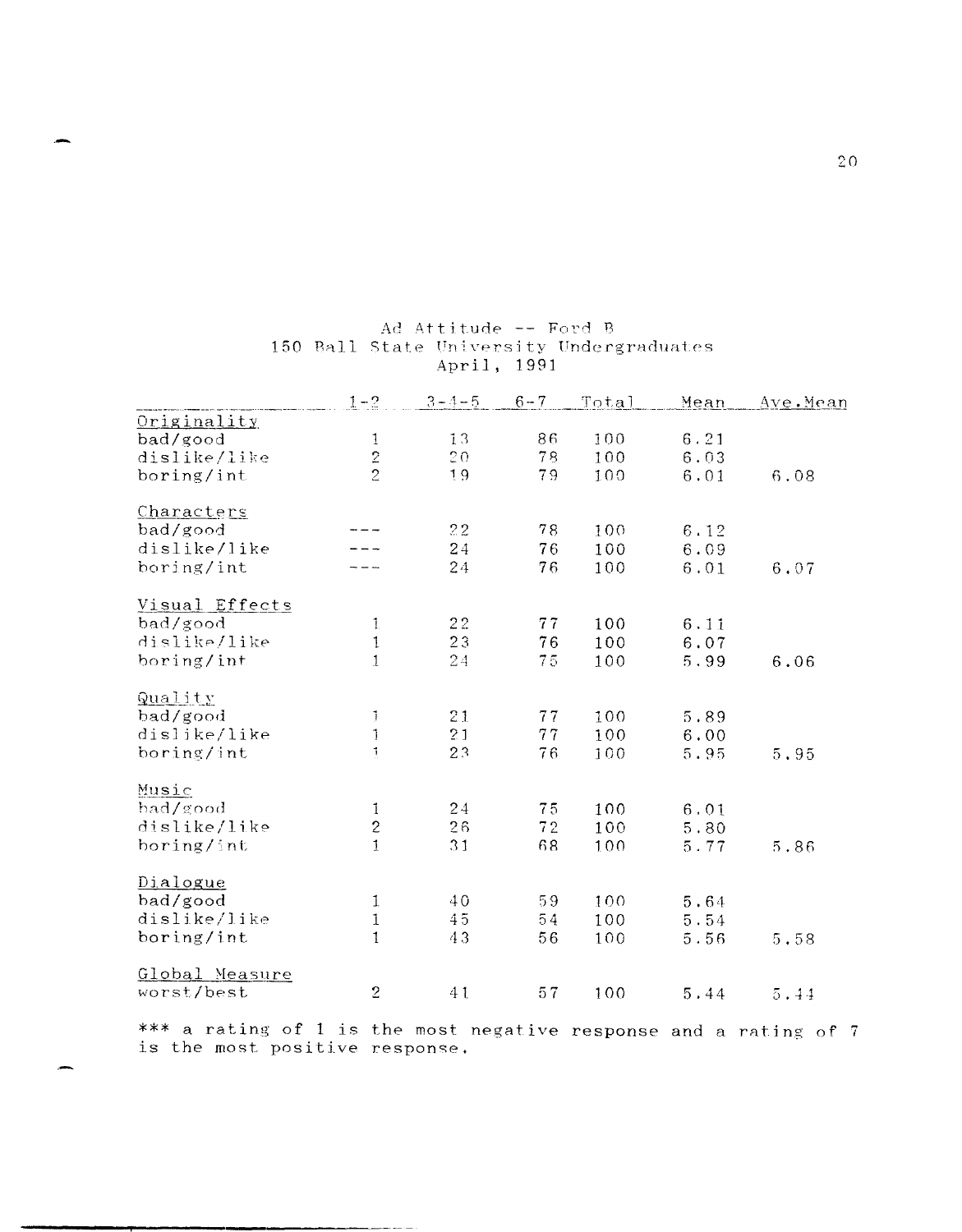Ad Attitude -- Ford B
150 Ball State University Undergraduates
April, 1991

| | 1-2 | 3-4-5 | 6-7 | Total | Mean | Ave.Mean |
|---|---|---|---|---|---|---|
| Originality | | | | | | |
| bad/good | 1 | 13 | 86 | 100 | 6.21 | |
| dislike/like | 2 | 20 | 78 | 100 | 6.03 | |
| boring/int | 2 | 19 | 79 | 100 | 6.01 | 6.08 |
| Characters | | | | | | |
| bad/good | --- | 22 | 78 | 100 | 6.12 | |
| dislike/like | --- | 24 | 76 | 100 | 6.09 | |
| boring/int | --- | 24 | 76 | 100 | 6.01 | 6.07 |
| Visual Effects | | | | | | |
| bad/good | 1 | 22 | 77 | 100 | 6.11 | |
| dislike/like | 1 | 23 | 76 | 100 | 6.07 | |
| boring/int | 1 | 24 | 75 | 100 | 5.99 | 6.06 |
| Quality | | | | | | |
| bad/good | 1 | 21 | 77 | 100 | 5.89 | |
| dislike/like | 1 | 21 | 77 | 100 | 6.00 | |
| boring/int | 1 | 23 | 76 | 100 | 5.95 | 5.95 |
| Music | | | | | | |
| bad/good | 1 | 24 | 75 | 100 | 6.01 | |
| dislike/like | 2 | 26 | 72 | 100 | 5.80 | |
| boring/int | 1 | 31 | 68 | 100 | 5.77 | 5.86 |
| Dialogue | | | | | | |
| bad/good | 1 | 40 | 59 | 100 | 5.64 | |
| dislike/like | 1 | 45 | 54 | 100 | 5.54 | |
| boring/int | 1 | 43 | 56 | 100 | 5.56 | 5.58 |
| Global Measure | | | | | | |
| worst/best | 2 | 41 | 57 | 100 | 5.44 | 5.44 |

*** a rating of 1 is the most negative response and a rating of 7 is the most positive response.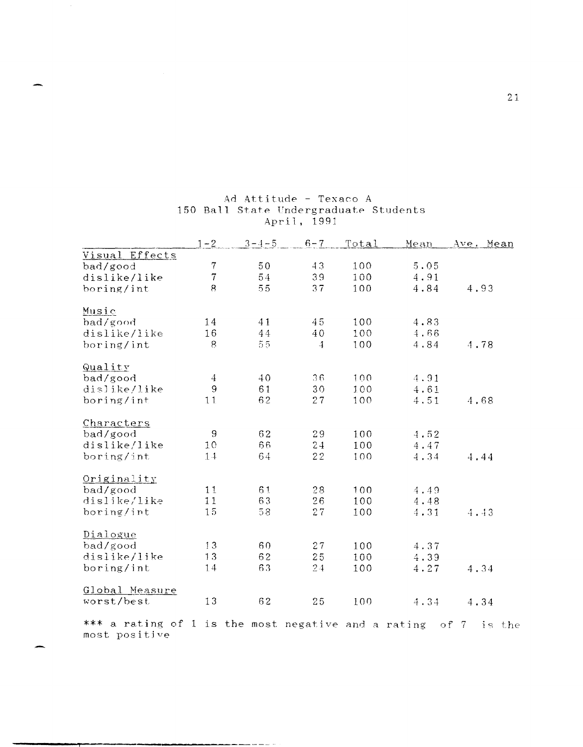Ad Attitude - Texaco A
150 Ball State Undergraduate Students
April, 1991

| | 1-2 | 3-4-5 | 6-7 | Total | Mean | Ave. Mean |
|---|---|---|---|---|---|---|
| Visual Effects | | | | | | |
| bad/good | 7 | 50 | 43 | 100 | 5.05 | |
| dislike/like | 7 | 54 | 39 | 100 | 4.91 | |
| boring/int | 8 | 55 | 37 | 100 | 4.84 | 4.93 |
| Music | | | | | | |
| bad/good | 14 | 41 | 45 | 100 | 4.83 | |
| dislike/like | 16 | 44 | 40 | 100 | 4.66 | |
| boring/int | 8 | 55 | 4 | 100 | 4.84 | 4.78 |
| Quality | | | | | | |
| bad/good | 4 | 40 | 36 | 100 | 4.91 | |
| dislike/like | 9 | 61 | 30 | 100 | 4.61 | |
| boring/int | 11 | 62 | 27 | 100 | 4.51 | 4.68 |
| Characters | | | | | | |
| bad/good | 9 | 62 | 29 | 100 | 4.52 | |
| dislike/like | 10 | 66 | 24 | 100 | 4.47 | |
| boring/int | 14 | 64 | 22 | 100 | 4.34 | 4.44 |
| Originality | | | | | | |
| bad/good | 11 | 61 | 28 | 100 | 4.49 | |
| dislike/like | 11 | 63 | 26 | 100 | 4.48 | |
| boring/int | 15 | 58 | 27 | 100 | 4.31 | 4.43 |
| Dialogue | | | | | | |
| bad/good | 13 | 60 | 27 | 100 | 4.37 | |
| dislike/like | 13 | 62 | 25 | 100 | 4.39 | |
| boring/int | 14 | 63 | 24 | 100 | 4.27 | 4.34 |
| Global Measure | | | | | | |
| worst/best | 13 | 62 | 25 | 100 | 4.34 | 4.34 |

*** a rating of 1 is the most negative and a rating of 7 is the most positive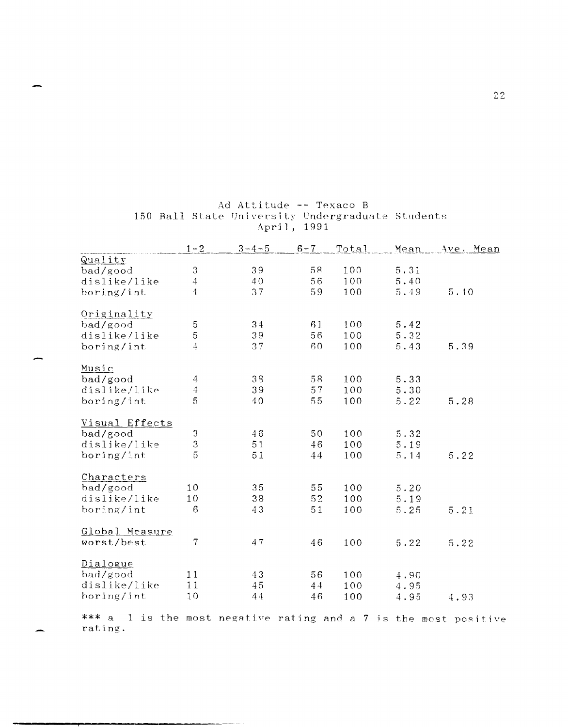Ad Attitude -- Texaco B
150 Ball State University Undergraduate Students
April, 1991

| | 1-2 | 3-4-5 | 6-7 | Total | Mean | Ave. Mean |
|---|---|---|---|---|---|---|
| Quality | | | | | | |
| bad/good | 3 | 39 | 58 | 100 | 5.31 | |
| dislike/like | 4 | 40 | 56 | 100 | 5.40 | |
| boring/int | 4 | 37 | 59 | 100 | 5.49 | 5.40 |
| Originality | | | | | | |
| bad/good | 5 | 34 | 61 | 100 | 5.42 | |
| dislike/like | 5 | 39 | 56 | 100 | 5.32 | |
| boring/int | 4 | 37 | 60 | 100 | 5.43 | 5.39 |
| Music | | | | | | |
| bad/good | 4 | 38 | 58 | 100 | 5.33 | |
| dislike/like | 4 | 39 | 57 | 100 | 5.30 | |
| boring/int | 5 | 40 | 55 | 100 | 5.22 | 5.28 |
| Visual Effects | | | | | | |
| bad/good | 3 | 46 | 50 | 100 | 5.32 | |
| dislike/like | 3 | 51 | 46 | 100 | 5.19 | |
| boring/int | 5 | 51 | 44 | 100 | 5.14 | 5.22 |
| Characters | | | | | | |
| bad/good | 10 | 35 | 55 | 100 | 5.20 | |
| dislike/like | 10 | 38 | 52 | 100 | 5.19 | |
| boring/int | 6 | 43 | 51 | 100 | 5.25 | 5.21 |
| Global Measure | | | | | | |
| worst/best | 7 | 47 | 46 | 100 | 5.22 | 5.22 |
| Dialogue | | | | | | |
| bad/good | 11 | 43 | 56 | 100 | 4.90 | |
| dislike/like | 11 | 45 | 44 | 100 | 4.95 | |
| boring/int | 10 | 44 | 46 | 100 | 4.95 | 4.93 |

*** a 1 is the most negative rating and a 7 is the most positive rating.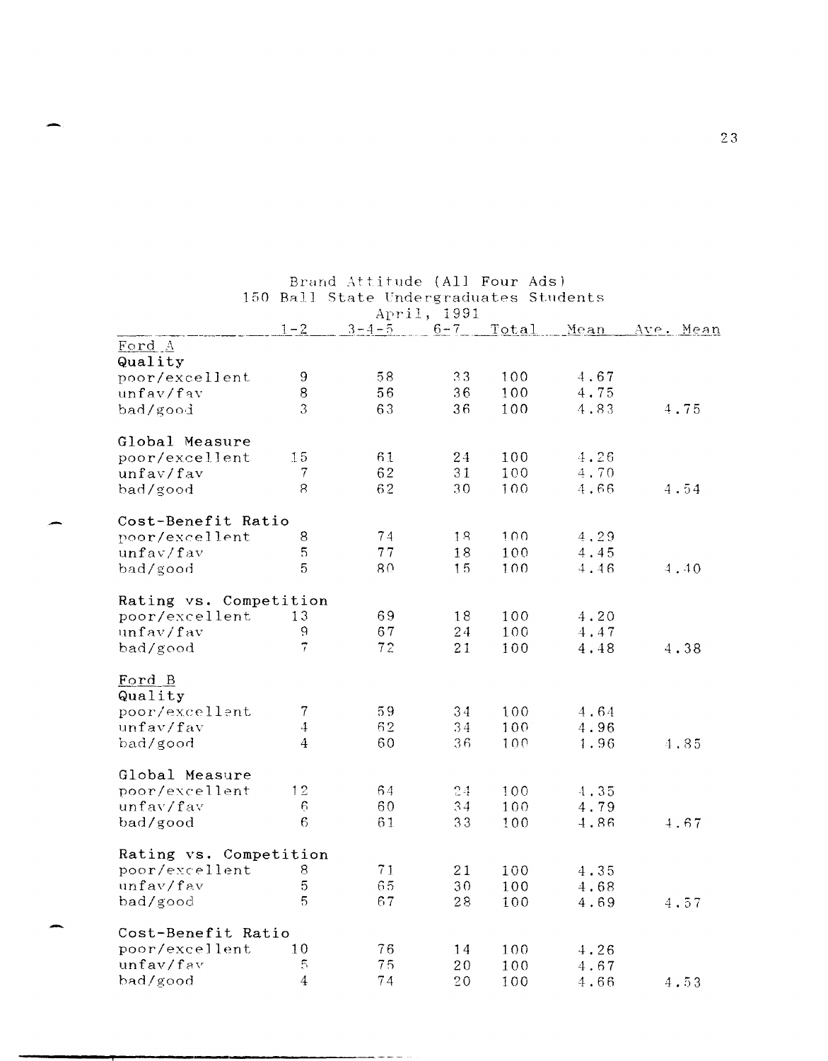Brand Attitude (All Four Ads)
150 Ball State Undergraduates Students
April, 1991

| | 1-2 | 3-4-5 | 6-7 | Total | Mean | Ave. Mean |
|---|---|---|---|---|---|---|
| Ford A | | | | | | |
| Quality | | | | | | |
| poor/excellent | 9 | 58 | 33 | 100 | 4.67 | |
| unfav/fav | 8 | 56 | 36 | 100 | 4.75 | |
| bad/good | 3 | 63 | 36 | 100 | 4.83 | 4.75 |
| Global Measure | | | | | | |
| poor/excellent | 15 | 61 | 24 | 100 | 4.26 | |
| unfav/fav | 7 | 62 | 31 | 100 | 4.70 | |
| bad/good | 8 | 62 | 30 | 100 | 4.66 | 4.54 |
| Cost-Benefit Ratio | | | | | | |
| poor/excellent | 8 | 74 | 18 | 100 | 4.29 | |
| unfav/fav | 5 | 77 | 18 | 100 | 4.45 | |
| bad/good | 5 | 80 | 15 | 100 | 4.46 | 4.40 |
| Rating vs. Competition | | | | | | |
| poor/excellent | 13 | 69 | 18 | 100 | 4.20 | |
| unfav/fav | 9 | 67 | 24 | 100 | 4.47 | |
| bad/good | 7 | 72 | 21 | 100 | 4.48 | 4.38 |
| Ford B | | | | | | |
| Quality | | | | | | |
| poor/excellent | 7 | 59 | 34 | 100 | 4.64 | |
| unfav/fav | 4 | 62 | 34 | 100 | 4.96 | |
| bad/good | 4 | 60 | 36 | 100 | 4.96 | 4.85 |
| Global Measure | | | | | | |
| poor/excellent | 12 | 64 | 24 | 100 | 4.35 | |
| unfav/fav | 6 | 60 | 34 | 100 | 4.79 | |
| bad/good | 6 | 61 | 33 | 100 | 4.86 | 4.67 |
| Rating vs. Competition | | | | | | |
| poor/excellent | 8 | 71 | 21 | 100 | 4.35 | |
| unfav/fav | 5 | 65 | 30 | 100 | 4.68 | |
| bad/good | 5 | 67 | 28 | 100 | 4.69 | 4.57 |
| Cost-Benefit Ratio | | | | | | |
| poor/excellent | 10 | 76 | 14 | 100 | 4.26 | |
| unfav/fav | 5 | 75 | 20 | 100 | 4.67 | |
| bad/good | 4 | 74 | 20 | 100 | 4.66 | 4.53 |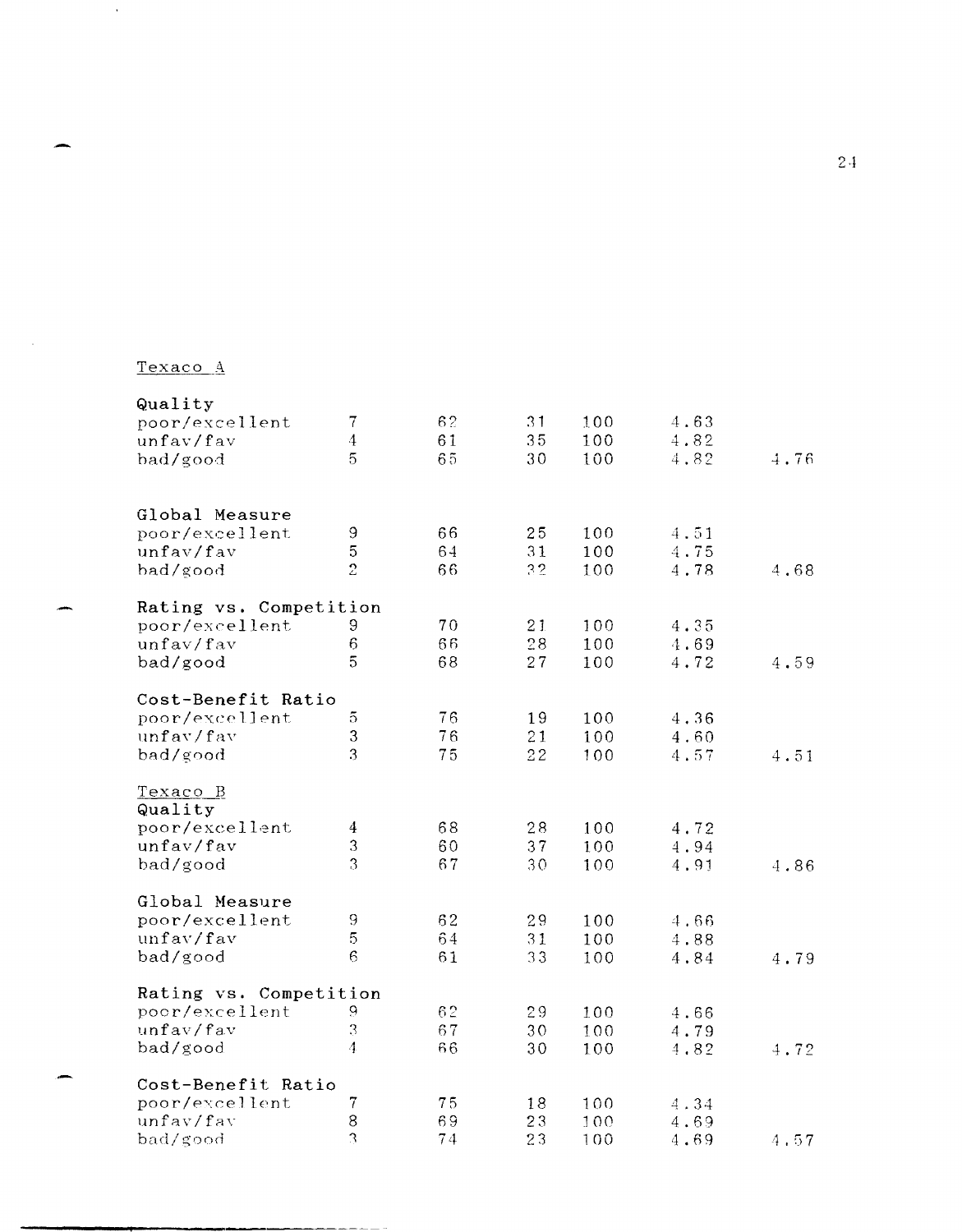Texaco A

| | | | | | | |
|---|---|---|---|---|---|---|
| **Quality** | | | | | | |
| poor/excellent | 7 | 62 | 31 | 100 | 4.63 | |
| unfav/fav | 4 | 61 | 35 | 100 | 4.82 | |
| bad/good | 5 | 65 | 30 | 100 | 4.82 | 4.76 |
| **Global Measure** | | | | | | |
| poor/excellent | 9 | 66 | 25 | 100 | 4.51 | |
| unfav/fav | 5 | 64 | 31 | 100 | 4.75 | |
| bad/good | 2 | 66 | 32 | 100 | 4.78 | 4.68 |
| **Rating vs. Competition** | | | | | | |
| poor/excellent | 9 | 70 | 21 | 100 | 4.35 | |
| unfav/fav | 6 | 66 | 28 | 100 | 4.69 | |
| bad/good | 5 | 68 | 27 | 100 | 4.72 | 4.59 |
| **Cost-Benefit Ratio** | | | | | | |
| poor/excellent | 5 | 76 | 19 | 100 | 4.36 | |
| unfav/fav | 3 | 76 | 21 | 100 | 4.60 | |
| bad/good | 3 | 75 | 22 | 100 | 4.57 | 4.51 |

Texaco B

| | | | | | | |
|---|---|---|---|---|---|---|
| **Quality** | | | | | | |
| poor/excellent | 4 | 68 | 28 | 100 | 4.72 | |
| unfav/fav | 3 | 60 | 37 | 100 | 4.94 | |
| bad/good | 3 | 67 | 30 | 100 | 4.91 | 4.86 |
| **Global Measure** | | | | | | |
| poor/excellent | 9 | 62 | 29 | 100 | 4.66 | |
| unfav/fav | 5 | 64 | 31 | 100 | 4.88 | |
| bad/good | 6 | 61 | 33 | 100 | 4.84 | 4.79 |
| **Rating vs. Competition** | | | | | | |
| poor/excellent | 9 | 62 | 29 | 100 | 4.66 | |
| unfav/fav | 3 | 67 | 30 | 100 | 4.79 | |
| bad/good | 4 | 66 | 30 | 100 | 4.82 | 4.72 |
| **Cost-Benefit Ratio** | | | | | | |
| poor/excellent | 7 | 75 | 18 | 100 | 4.34 | |
| unfav/fav | 8 | 69 | 23 | 100 | 4.69 | |
| bad/good | 3 | 74 | 23 | 100 | 4.69 | 4.57 |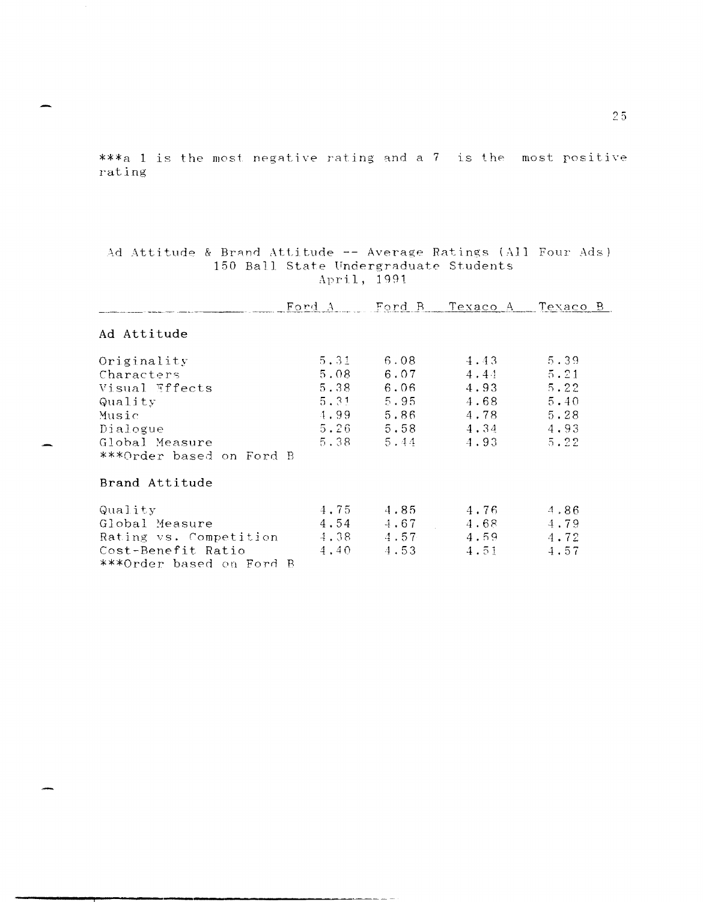***a 1 is the most negative rating and a 7 is the most positive rating

Ad Attitude & Brand Attitude -- Average Ratings (All Four Ads)
150 Ball State Undergraduate Students
April, 1991

| | Ford A | Ford B | Texaco A | Texaco B |
|---|---|---|---|---|
| **Ad Attitude** | | | | |
| Originality | 5.31 | 6.08 | 4.43 | 5.39 |
| Characters | 5.08 | 6.07 | 4.44 | 5.21 |
| Visual Effects | 5.38 | 6.06 | 4.93 | 5.22 |
| Quality | 5.31 | 5.95 | 4.68 | 5.40 |
| Music | 4.99 | 5.86 | 4.78 | 5.28 |
| Dialogue | 5.26 | 5.58 | 4.34 | 4.93 |
| Global Measure | 5.38 | 5.44 | 4.93 | 5.22 |
| ***Order based on Ford B | | | | |
| **Brand Attitude** | | | | |
| Quality | 4.75 | 4.85 | 4.76 | 4.86 |
| Global Measure | 4.54 | 4.67 | 4.68 | 4.79 |
| Rating vs. Competition | 4.38 | 4.57 | 4.59 | 4.72 |
| Cost-Benefit Ratio | 4.40 | 4.53 | 4.51 | 4.57 |
| ***Order based on Ford B | | | | |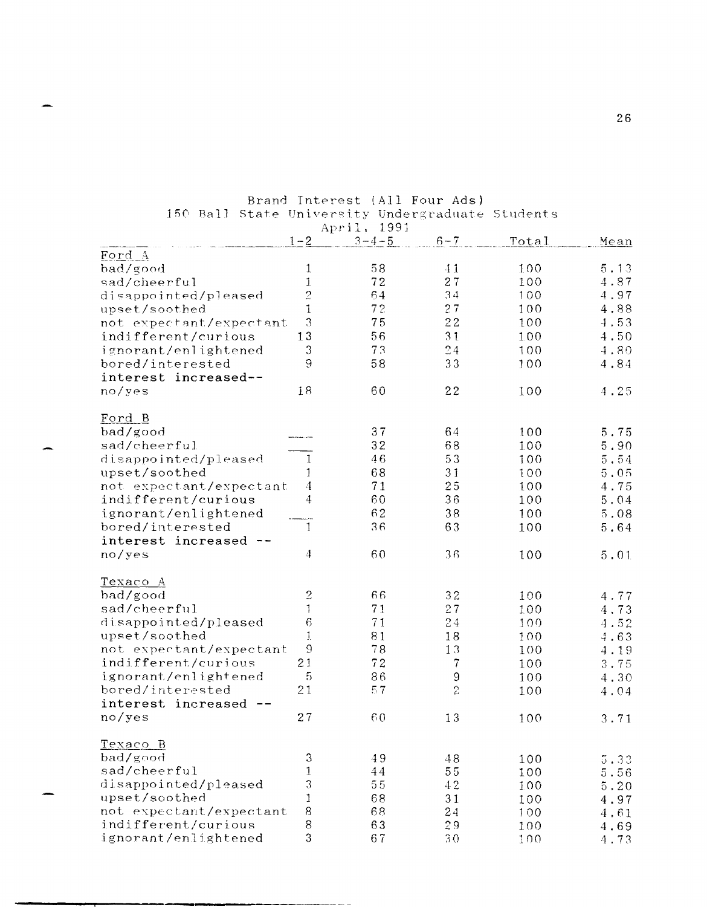Brand Interest (All Four Ads)
150 Ball State University Undergraduate Students
April, 1991

| | 1-2 | 3-4-5 | 6-7 | Total | Mean |
|---|---|---|---|---|---|
| **Ford A** | | | | | |
| bad/good | 1 | 58 | 41 | 100 | 5.13 |
| sad/cheerful | 1 | 72 | 27 | 100 | 4.87 |
| disappointed/pleased | 2 | 64 | 34 | 100 | 4.97 |
| upset/soothed | 1 | 72 | 27 | 100 | 4.88 |
| not expectant/expectant | 3 | 75 | 22 | 100 | 4.53 |
| indifferent/curious | 13 | 56 | 31 | 100 | 4.50 |
| ignorant/enlightened | 3 | 73 | 24 | 100 | 4.80 |
| bored/interested | 9 | 58 | 33 | 100 | 4.84 |
| interest increased-- no/yes | 18 | 60 | 22 | 100 | 4.25 |
| **Ford B** | | | | | |
| bad/good | ___ | 37 | 64 | 100 | 5.75 |
| sad/cheerful | ___ | 32 | 68 | 100 | 5.90 |
| disappointed/pleased | 1 | 46 | 53 | 100 | 5.54 |
| upset/soothed | 1 | 68 | 31 | 100 | 5.05 |
| not expectant/expectant | 4 | 71 | 25 | 100 | 4.75 |
| indifferent/curious | 4 | 60 | 36 | 100 | 5.04 |
| ignorant/enlightened | ___ | 62 | 38 | 100 | 5.08 |
| bored/interested | 1 | 36 | 63 | 100 | 5.64 |
| interest increased -- no/yes | 4 | 60 | 36 | 100 | 5.01 |
| **Texaco A** | | | | | |
| bad/good | 2 | 66 | 32 | 100 | 4.77 |
| sad/cheerful | 1 | 71 | 27 | 100 | 4.73 |
| disappointed/pleased | 6 | 71 | 24 | 100 | 4.52 |
| upset/soothed | 1 | 81 | 18 | 100 | 4.63 |
| not expectant/expectant | 9 | 78 | 13 | 100 | 4.19 |
| indifferent/curious | 21 | 72 | 7 | 100 | 3.75 |
| ignorant/enlightened | 5 | 86 | 9 | 100 | 4.30 |
| bored/interested | 21 | 57 | 2 | 100 | 4.04 |
| interest increased -- no/yes | 27 | 60 | 13 | 100 | 3.71 |
| **Texaco B** | | | | | |
| bad/good | 3 | 49 | 48 | 100 | 5.33 |
| sad/cheerful | 1 | 44 | 55 | 100 | 5.56 |
| disappointed/pleased | 3 | 55 | 42 | 100 | 5.20 |
| upset/soothed | 1 | 68 | 31 | 100 | 4.97 |
| not expectant/expectant | 8 | 68 | 24 | 100 | 4.61 |
| indifferent/curious | 8 | 63 | 29 | 100 | 4.69 |
| ignorant/enlightened | 3 | 67 | 30 | 100 | 4.73 |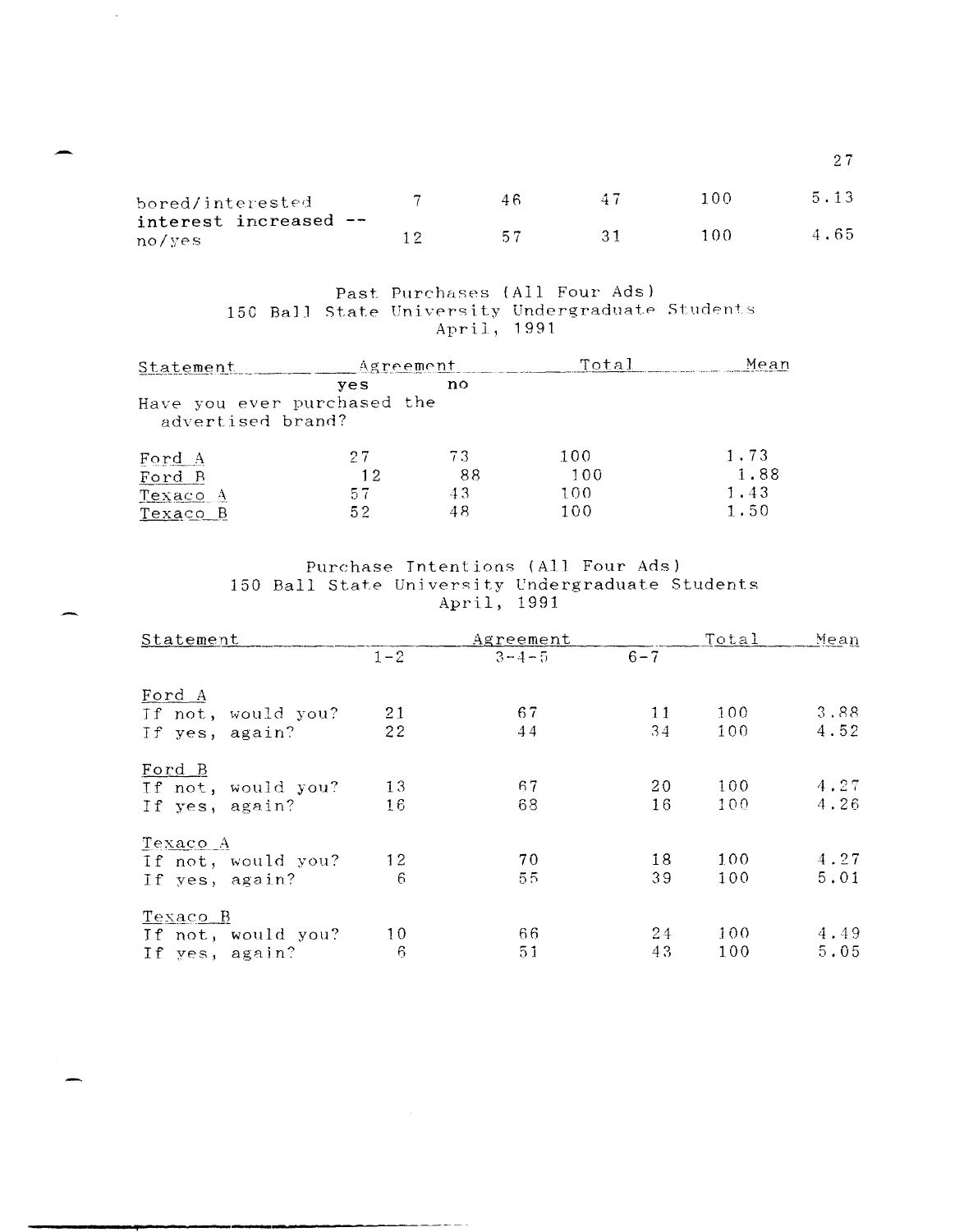| | | | | | |
|---|---|---|---|---|---|
| bored/interested | 7 | 46 | 47 | 100 | 5.13 |
| interest increased -- no/yes | 12 | 57 | 31 | 100 | 4.65 |

Past Purchases (All Four Ads)
150 Ball State University Undergraduate Students
April, 1991

| Statement | Agreement | | Total | Mean |
|---|---|---|---|---|
| | yes | no | | |
| Have you ever purchased the advertised brand? | | | | |
| Ford A | 27 | 73 | 100 | 1.73 |
| Ford B | 12 | 88 | 100 | 1.88 |
| Texaco A | 57 | 43 | 100 | 1.43 |
| Texaco B | 52 | 48 | 100 | 1.50 |

Purchase Intentions (All Four Ads)
150 Ball State University Undergraduate Students
April, 1991

| Statement | Agreement | | | Total | Mean |
|---|---|---|---|---|---|
| | 1-2 | 3-4-5 | 6-7 | | |
| Ford A | | | | | |
| If not, would you? | 21 | 67 | 11 | 100 | 3.88 |
| If yes, again? | 22 | 44 | 34 | 100 | 4.52 |
| Ford B | | | | | |
| If not, would you? | 13 | 67 | 20 | 100 | 4.27 |
| If yes, again? | 16 | 68 | 16 | 100 | 4.26 |
| Texaco A | | | | | |
| If not, would you? | 12 | 70 | 18 | 100 | 4.27 |
| If yes, again? | 6 | 55 | 39 | 100 | 5.01 |
| Texaco B | | | | | |
| If not, would you? | 10 | 66 | 24 | 100 | 4.49 |
| If yes, again? | 6 | 51 | 43 | 100 | 5.05 |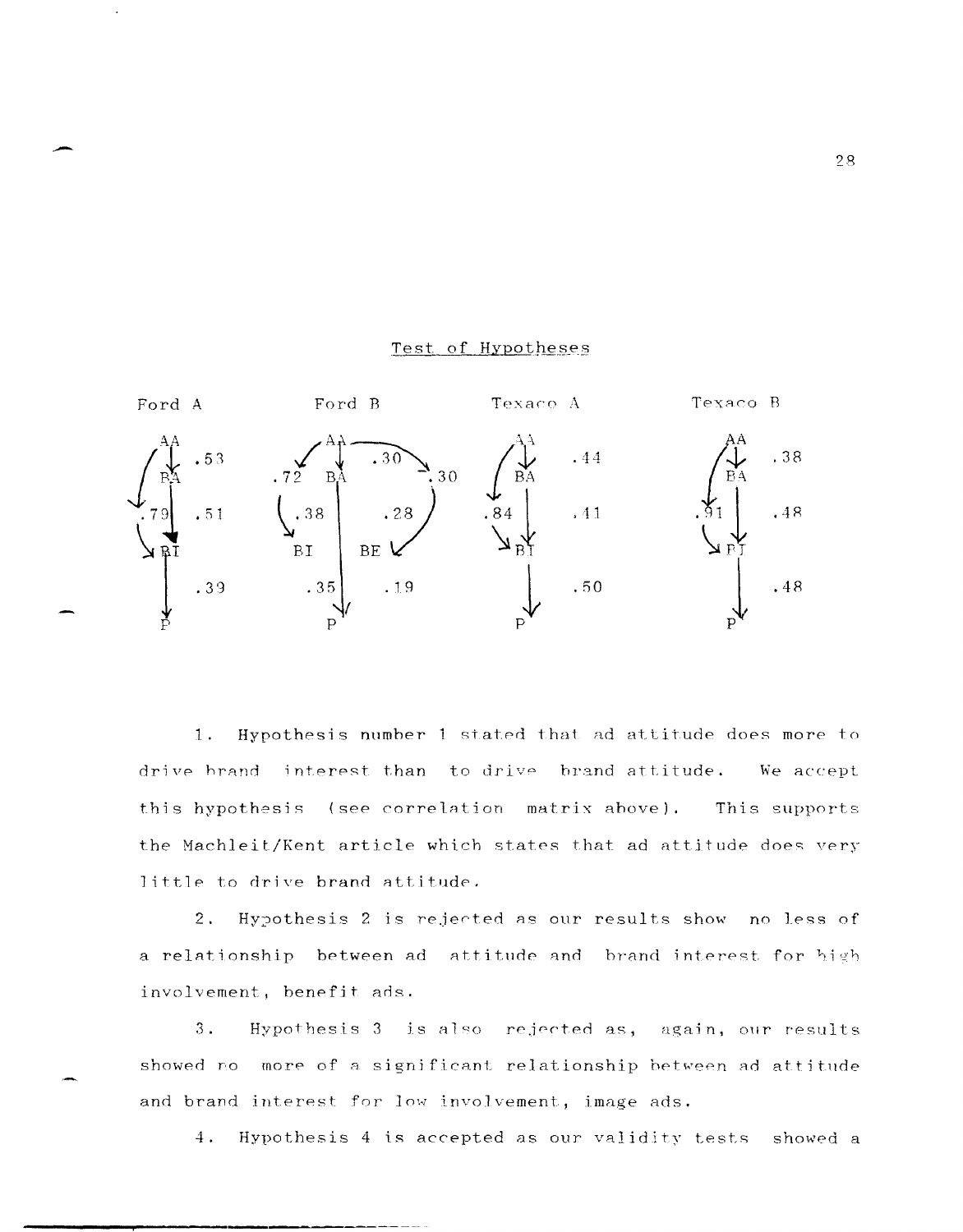Test of Hypotheses

Ford A

- AA → BA: .53
- AA → BI: .79
- BA → BI: .51
- BI → P: .39

Ford B

- AA → BA: .30
- AA → BE: .30
- AA → BI: .72
- BA → BI: .38
- BA → BE: .28
- BA → P: .35
- BE → P: .19

Texaco A

- AA → BA: .44
- AA → BI: .84
- BA → BI: .41
- BI → P: .50

Texaco B

- AA → BA: .38
- AA → BI: .91
- BA → BI: .48
- BI → P: .48

1. Hypothesis number 1 stated that ad attitude does more to drive brand interest than to drive brand attitude. We accept this hypothesis (see correlation matrix above). This supports the Machleit/Kent article which states that ad attitude does very little to drive brand attitude.

2. Hypothesis 2 is rejected as our results show no less of a relationship between ad attitude and brand interest for high involvement, benefit ads.

3. Hypothesis 3 is also rejected as, again, our results showed no more of a significant relationship between ad attitude and brand interest for low involvement, image ads.

4. Hypothesis 4 is accepted as our validity tests showed a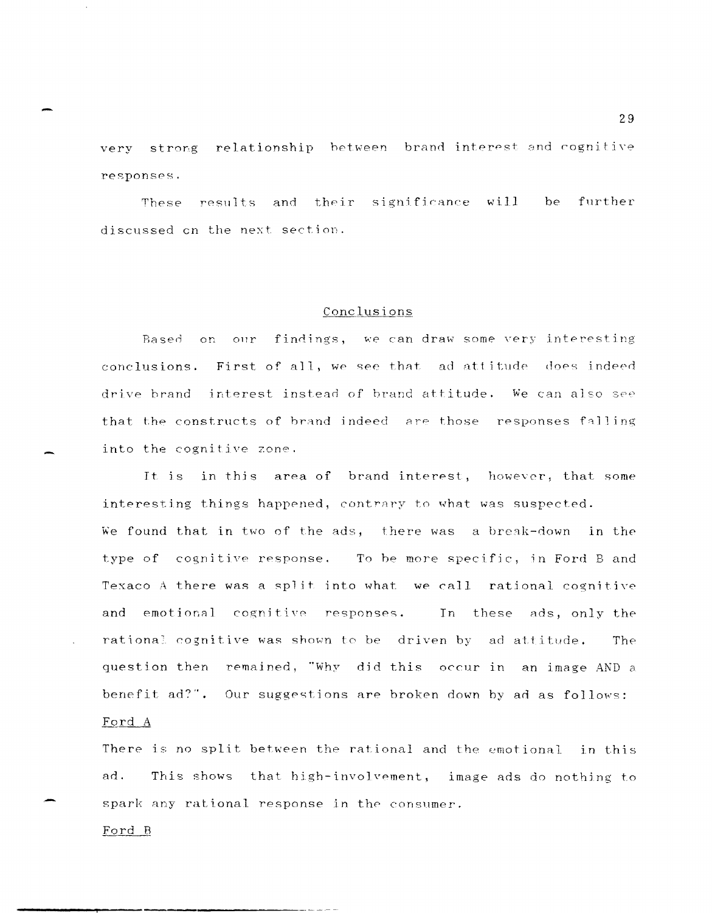very strong relationship between brand interest and cognitive responses.

These results and their significance will be further discussed on the next section.

## Conclusions

Based on our findings, we can draw some very interesting conclusions. First of all, we see that ad attitude does indeed drive brand interest instead of brand attitude. We can also see that the constructs of brand indeed are those responses falling into the cognitive zone.

It is in this area of brand interest, however, that some interesting things happened, contrary to what was suspected. We found that in two of the ads, there was a break-down in the type of cognitive response. To be more specific, in Ford B and Texaco A there was a split into what we call rational cognitive and emotional cognitive responses. In these ads, only the rational cognitive was shown to be driven by ad attitude. The question then remained, "Why did this occur in an image AND a benefit ad?". Our suggestions are broken down by ad as follows:

Ford A

There is no split between the rational and the emotional in this ad. This shows that high-involvement, image ads do nothing to spark any rational response in the consumer.

Ford B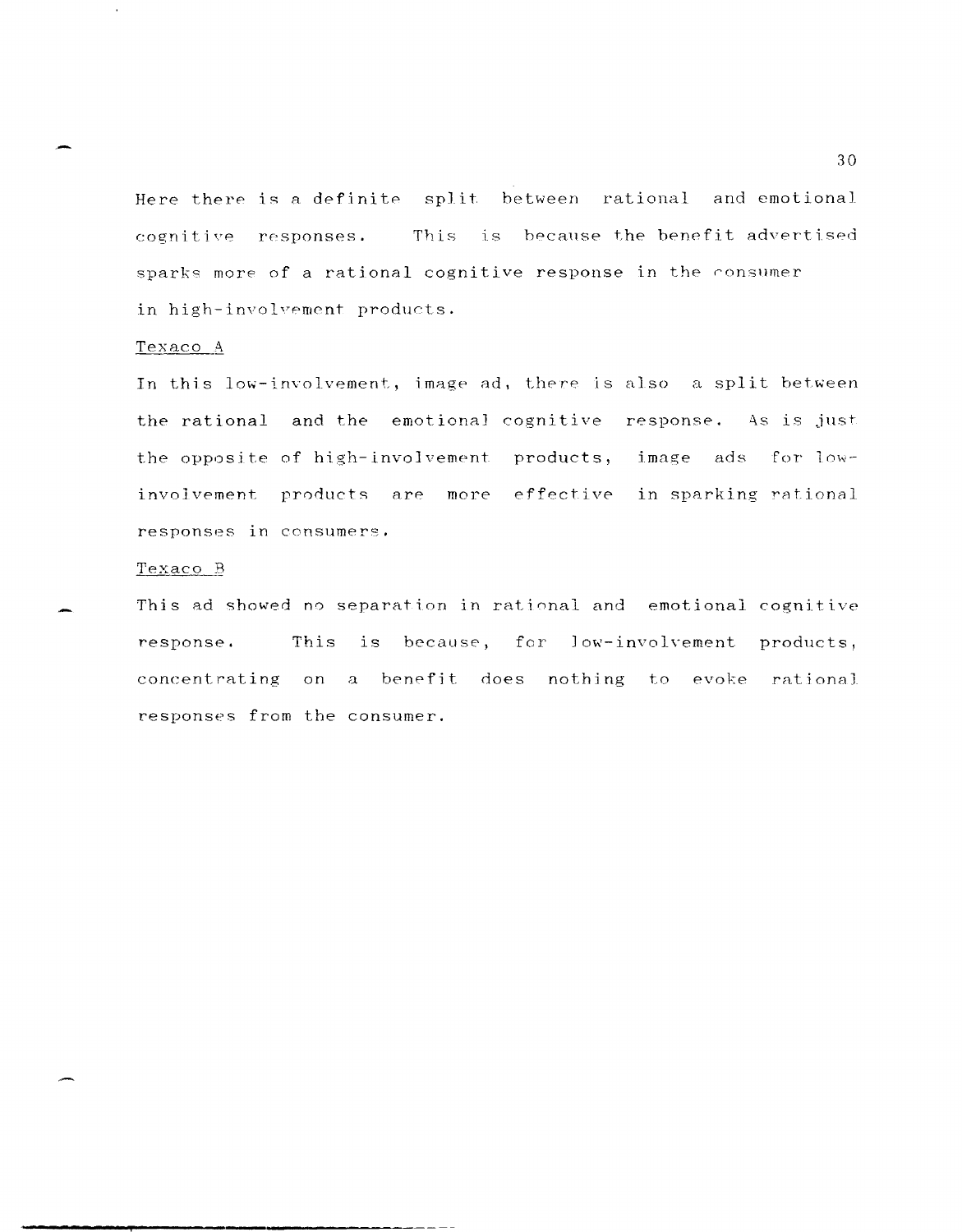Here there is a definite split between rational and emotional cognitive responses. This is because the benefit advertised sparks more of a rational cognitive response in the consumer in high-involvement products.

<u>Texaco A</u>

In this low-involvement, image ad, there is also a split between the rational and the emotional cognitive response. As is just the opposite of high-involvement products, image ads for low-involvement products are more effective in sparking rational responses in consumers.

<u>Texaco B</u>

This ad showed no separation in rational and emotional cognitive response. This is because, for low-involvement products, concentrating on a benefit does nothing to evoke rational responses from the consumer.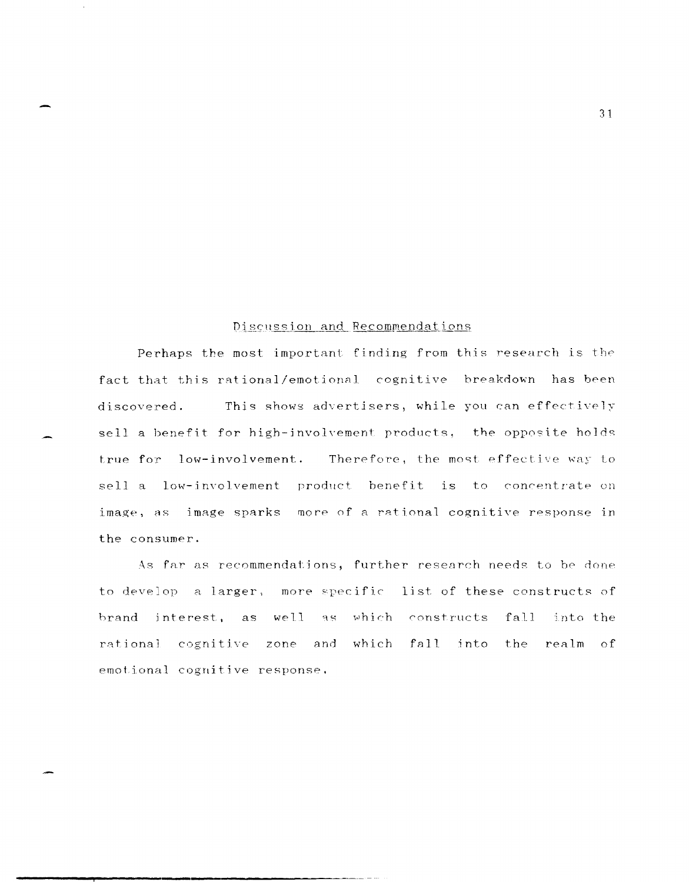## Discussion and Recommendations

Perhaps the most important finding from this research is the fact that this rational/emotional cognitive breakdown has been discovered. This shows advertisers, while you can effectively sell a benefit for high-involvement products, the opposite holds true for low-involvement. Therefore, the most effective way to sell a low-involvement product benefit is to concentrate on image, as image sparks more of a rational cognitive response in the consumer.

As far as recommendations, further research needs to be done to develop a larger, more specific list of these constructs of brand interest, as well as which constructs fall into the rational cognitive zone and which fall into the realm of emotional cognitive response.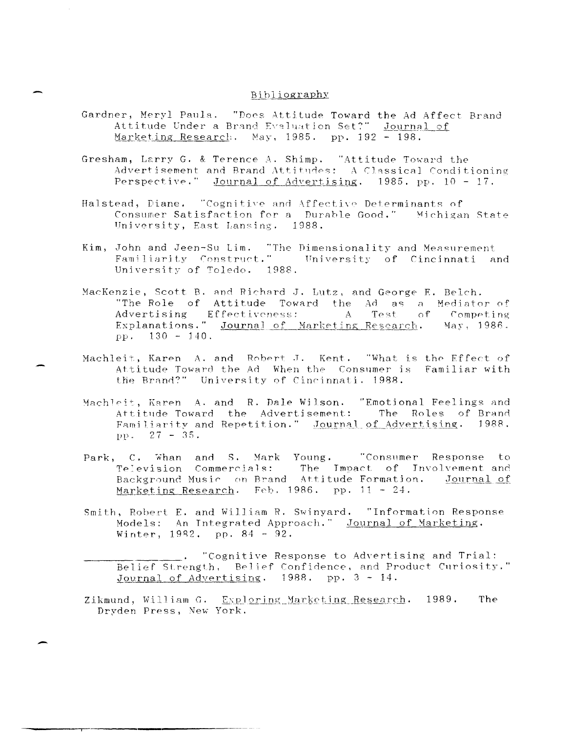# Bibliography

Gardner, Meryl Paula. "Does Attitude Toward the Ad Affect Brand Attitude Under a Brand Evaluation Set?" Journal of Marketing Research. May, 1985. pp. 192 - 198.

Gresham, Larry G. & Terence A. Shimp. "Attitude Toward the Advertisement and Brand Attitudes: A Classical Conditioning Perspective." Journal of Advertising. 1985. pp. 10 - 17.

Halstead, Diane. "Cognitive and Affective Determinants of Consumer Satisfaction for a Durable Good." Michigan State University, East Lansing. 1988.

Kim, John and Jeen-Su Lim. "The Dimensionality and Measurement Familiarity Construct." University of Cincinnati and University of Toledo. 1988.

MacKenzie, Scott B. and Richard J. Lutz, and George E. Belch. "The Role of Attitude Toward the Ad as a Mediator of Advertising Effectiveness: A Test of Competing Explanations." Journal of Marketing Research. May, 1986. pp. 130 - 140.

Machleit, Karen A. and Robert J. Kent. "What is the Effect of Attitude Toward the Ad When the Consumer is Familiar with the Brand?" University of Cincinnati. 1988.

Machleit, Karen A. and R. Dale Wilson. "Emotional Feelings and Attitude Toward the Advertisement: The Roles of Brand Familiarity and Repetition." Journal of Advertising. 1988. pp. 27 - 35.

Park, C. Whan and S. Mark Young. "Consumer Response to Television Commercials: The Impact of Involvement and Background Music on Brand Attitude Formation. Journal of Marketing Research. Feb. 1986. pp. 11 - 24.

Smith, Robert E. and William R. Swinyard. "Information Response Models: An Integrated Approach." Journal of Marketing. Winter, 1982. pp. 84 - 92.

\_\_\_\_\_\_\_\_\_\_\_\_\_\_\_\_. "Cognitive Response to Advertising and Trial: Belief Strength, Belief Confidence, and Product Curiosity." Journal of Advertising. 1988. pp. 3 - 14.

Zikmund, William G. Exploring Marketing Research. 1989. The Dryden Press, New York.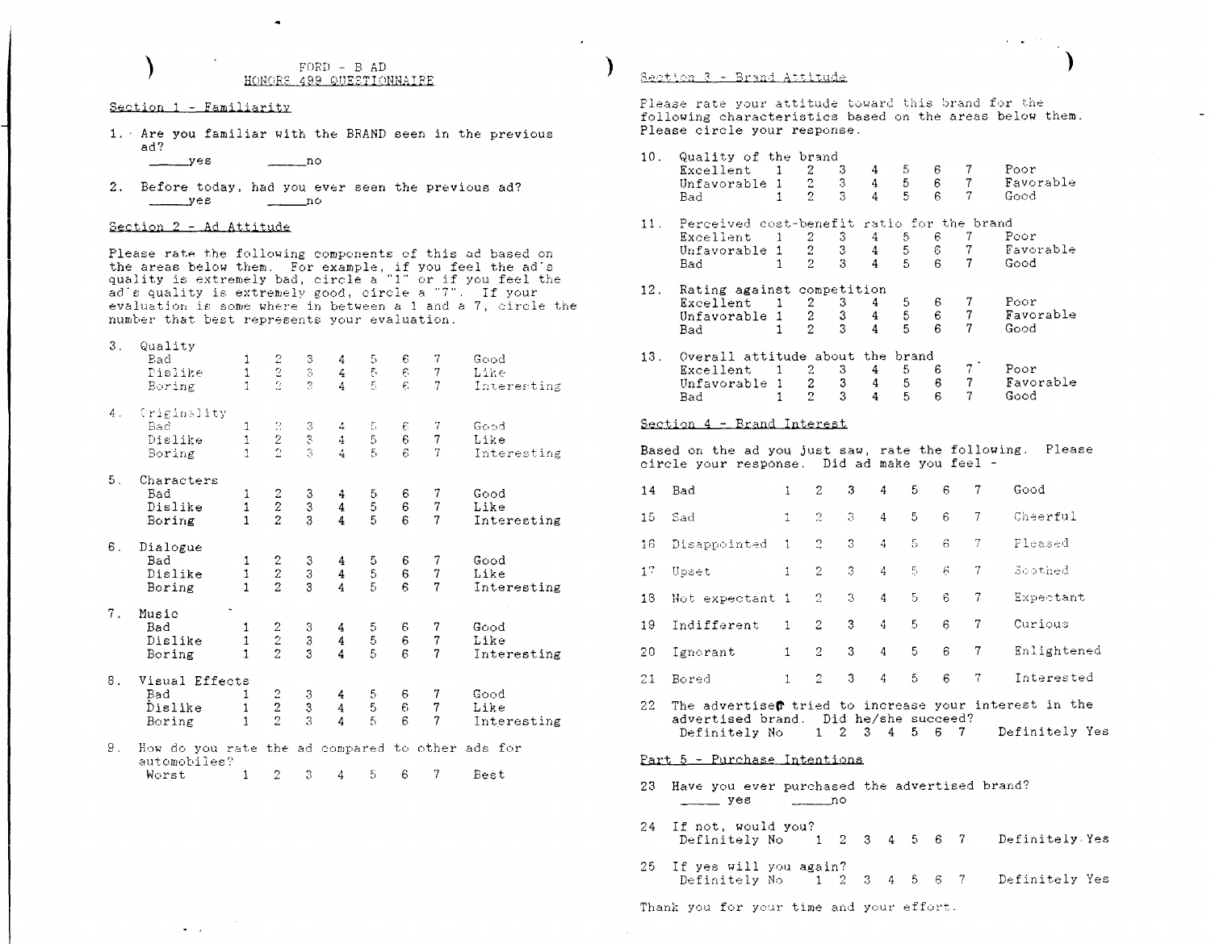FORD - B AD
HONORS 499 QUESTIONNAIRE

## Section 1 - Familiarity

1. Are you familiar with the BRAND seen in the previous ad?
   _____yes _____no

2. Before today, had you ever seen the previous ad?
   _____yes _____no

## Section 2 - Ad Attitude

Please rate the following components of this ad based on the areas below them. For example, if you feel the ad's quality is extremely bad, circle a "1" or if you feel the ad's quality is extremely good, circle a "7". If your evaluation is some where in between a 1 and a 7, circle the number that best represents your evaluation.

3. Quality

| | | | | | | | | |
|---|---|---|---|---|---|---|---|---|
| Bad | 1 | 2 | 3 | 4 | 5 | 6 | 7 | Good |
| Dislike | 1 | 2 | 3 | 4 | 5 | 6 | 7 | Like |
| Boring | 1 | 2 | 3 | 4 | 5 | 6 | 7 | Interesting |

4. Originality

| | | | | | | | | |
|---|---|---|---|---|---|---|---|---|
| Bad | 1 | 2 | 3 | 4 | 5 | 6 | 7 | Good |
| Dislike | 1 | 2 | 3 | 4 | 5 | 6 | 7 | Like |
| Boring | 1 | 2 | 3 | 4 | 5 | 6 | 7 | Interesting |

5. Characters

| | | | | | | | | |
|---|---|---|---|---|---|---|---|---|
| Bad | 1 | 2 | 3 | 4 | 5 | 6 | 7 | Good |
| Dislike | 1 | 2 | 3 | 4 | 5 | 6 | 7 | Like |
| Boring | 1 | 2 | 3 | 4 | 5 | 6 | 7 | Interesting |

6. Dialogue

| | | | | | | | | |
|---|---|---|---|---|---|---|---|---|
| Bad | 1 | 2 | 3 | 4 | 5 | 6 | 7 | Good |
| Dislike | 1 | 2 | 3 | 4 | 5 | 6 | 7 | Like |
| Boring | 1 | 2 | 3 | 4 | 5 | 6 | 7 | Interesting |

7. Music

| | | | | | | | | |
|---|---|---|---|---|---|---|---|---|
| Bad | 1 | 2 | 3 | 4 | 5 | 6 | 7 | Good |
| Dislike | 1 | 2 | 3 | 4 | 5 | 6 | 7 | Like |
| Boring | 1 | 2 | 3 | 4 | 5 | 6 | 7 | Interesting |

8. Visual Effects

| | | | | | | | | |
|---|---|---|---|---|---|---|---|---|
| Bad | 1 | 2 | 3 | 4 | 5 | 6 | 7 | Good |
| Dislike | 1 | 2 | 3 | 4 | 5 | 6 | 7 | Like |
| Boring | 1 | 2 | 3 | 4 | 5 | 6 | 7 | Interesting |

9. How do you rate the ad compared to other ads for automobiles?
   Worst 1 2 3 4 5 6 7 Best

## Section 3 - Brand Attitude

Please rate your attitude toward this brand for the following characteristics based on the areas below them. Please circle your response.

10. Quality of the brand

| | | | | | | | | |
|---|---|---|---|---|---|---|---|---|
| Excellent | 1 | 2 | 3 | 4 | 5 | 6 | 7 | Poor |
| Unfavorable | 1 | 2 | 3 | 4 | 5 | 6 | 7 | Favorable |
| Bad | 1 | 2 | 3 | 4 | 5 | 6 | 7 | Good |

11. Perceived cost-benefit ratio for the brand

| | | | | | | | | |
|---|---|---|---|---|---|---|---|---|
| Excellent | 1 | 2 | 3 | 4 | 5 | 6 | 7 | Poor |
| Unfavorable | 1 | 2 | 3 | 4 | 5 | 6 | 7 | Favorable |
| Bad | 1 | 2 | 3 | 4 | 5 | 6 | 7 | Good |

12. Rating against competition

| | | | | | | | | |
|---|---|---|---|---|---|---|---|---|
| Excellent | 1 | 2 | 3 | 4 | 5 | 6 | 7 | Poor |
| Unfavorable | 1 | 2 | 3 | 4 | 5 | 6 | 7 | Favorable |
| Bad | 1 | 2 | 3 | 4 | 5 | 6 | 7 | Good |

13. Overall attitude about the brand

| | | | | | | | | |
|---|---|---|---|---|---|---|---|---|
| Excellent | 1 | 2 | 3 | 4 | 5 | 6 | 7 | Poor |
| Unfavorable | 1 | 2 | 3 | 4 | 5 | 6 | 7 | Favorable |
| Bad | 1 | 2 | 3 | 4 | 5 | 6 | 7 | Good |

## Section 4 - Brand Interest

Based on the ad you just saw, rate the following. Please circle your response. Did ad make you feel -

| | | | | | | | | | |
|---|---|---|---|---|---|---|---|---|---|
| 14 | Bad | 1 | 2 | 3 | 4 | 5 | 6 | 7 | Good |
| 15 | Sad | 1 | 2 | 3 | 4 | 5 | 6 | 7 | Cheerful |
| 16 | Disappointed | 1 | 2 | 3 | 4 | 5 | 6 | 7 | Pleased |
| 17 | Upset | 1 | 2 | 3 | 4 | 5 | 6 | 7 | Soothed |
| 18 | Not expectant | 1 | 2 | 3 | 4 | 5 | 6 | 7 | Expectant |
| 19 | Indifferent | 1 | 2 | 3 | 4 | 5 | 6 | 7 | Curious |
| 20 | Ignorant | 1 | 2 | 3 | 4 | 5 | 6 | 7 | Enlightened |
| 21 | Bored | 1 | 2 | 3 | 4 | 5 | 6 | 7 | Interested |

22 The advertiser tried to increase your interest in the advertised brand. Did he/she succeed?
   Definitely No 1 2 3 4 5 6 7 Definitely Yes

## Part 5 - Purchase Intentions

23 Have you ever purchased the advertised brand?
   _____ yes _____no

24 If not, would you?
   Definitely No 1 2 3 4 5 6 7 Definitely Yes

25 If yes will you again?
   Definitely No 1 2 3 4 5 6 7 Definitely Yes

Thank you for your time and your effort.